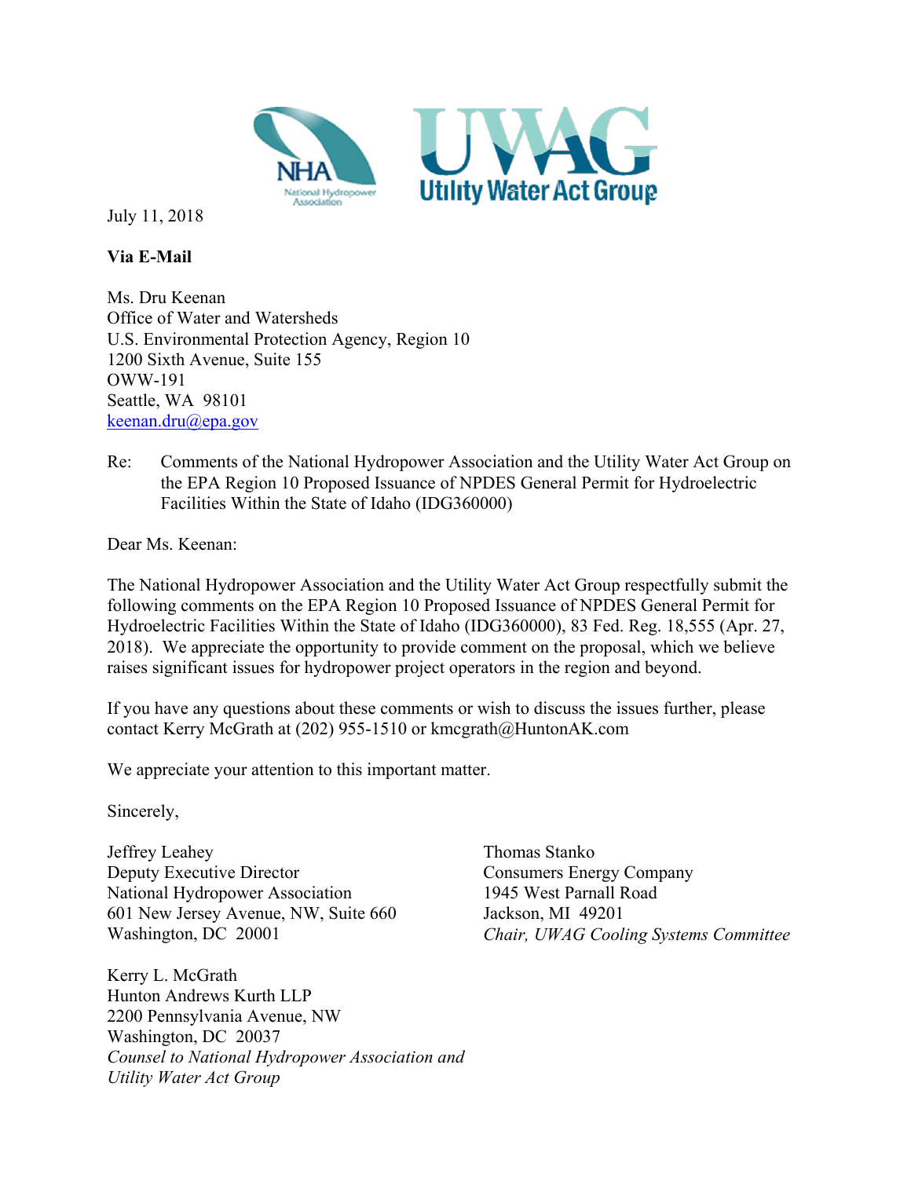July 11, 2018

**Via E-Mail**

Ms. Dru Keenan
Office of Water and Watersheds
U.S. Environmental Protection Agency, Region 10
1200 Sixth Avenue, Suite 155
OWW-191
Seattle, WA 98101
keenan.dru@epa.gov

Re: Comments of the National Hydropower Association and the Utility Water Act Group on the EPA Region 10 Proposed Issuance of NPDES General Permit for Hydroelectric Facilities Within the State of Idaho (IDG360000)

Dear Ms. Keenan:

The National Hydropower Association and the Utility Water Act Group respectfully submit the following comments on the EPA Region 10 Proposed Issuance of NPDES General Permit for Hydroelectric Facilities Within the State of Idaho (IDG360000), 83 Fed. Reg. 18,555 (Apr. 27, 2018). We appreciate the opportunity to provide comment on the proposal, which we believe raises significant issues for hydropower project operators in the region and beyond.

If you have any questions about these comments or wish to discuss the issues further, please contact Kerry McGrath at (202) 955-1510 or kmcgrath@HuntonAK.com

We appreciate your attention to this important matter.

Sincerely,

Jeffrey Leahey
Deputy Executive Director
National Hydropower Association
601 New Jersey Avenue, NW, Suite 660
Washington, DC 20001

Thomas Stanko
Consumers Energy Company
1945 West Parnall Road
Jackson, MI 49201
*Chair, UWAG Cooling Systems Committee*

Kerry L. McGrath
Hunton Andrews Kurth LLP
2200 Pennsylvania Avenue, NW
Washington, DC 20037
*Counsel to National Hydropower Association and Utility Water Act Group*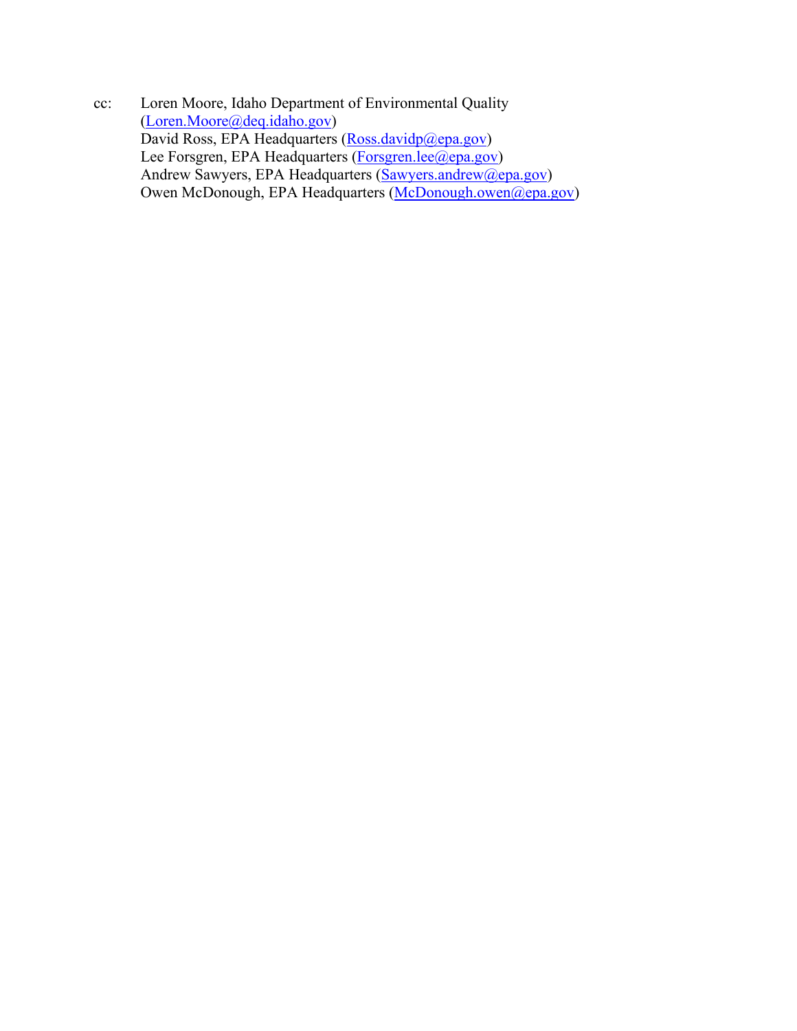cc: Loren Moore, Idaho Department of Environmental Quality (Loren.Moore@deq.idaho.gov)
David Ross, EPA Headquarters (Ross.davidp@epa.gov)
Lee Forsgren, EPA Headquarters (Forsgren.lee@epa.gov)
Andrew Sawyers, EPA Headquarters (Sawyers.andrew@epa.gov)
Owen McDonough, EPA Headquarters (McDonough.owen@epa.gov)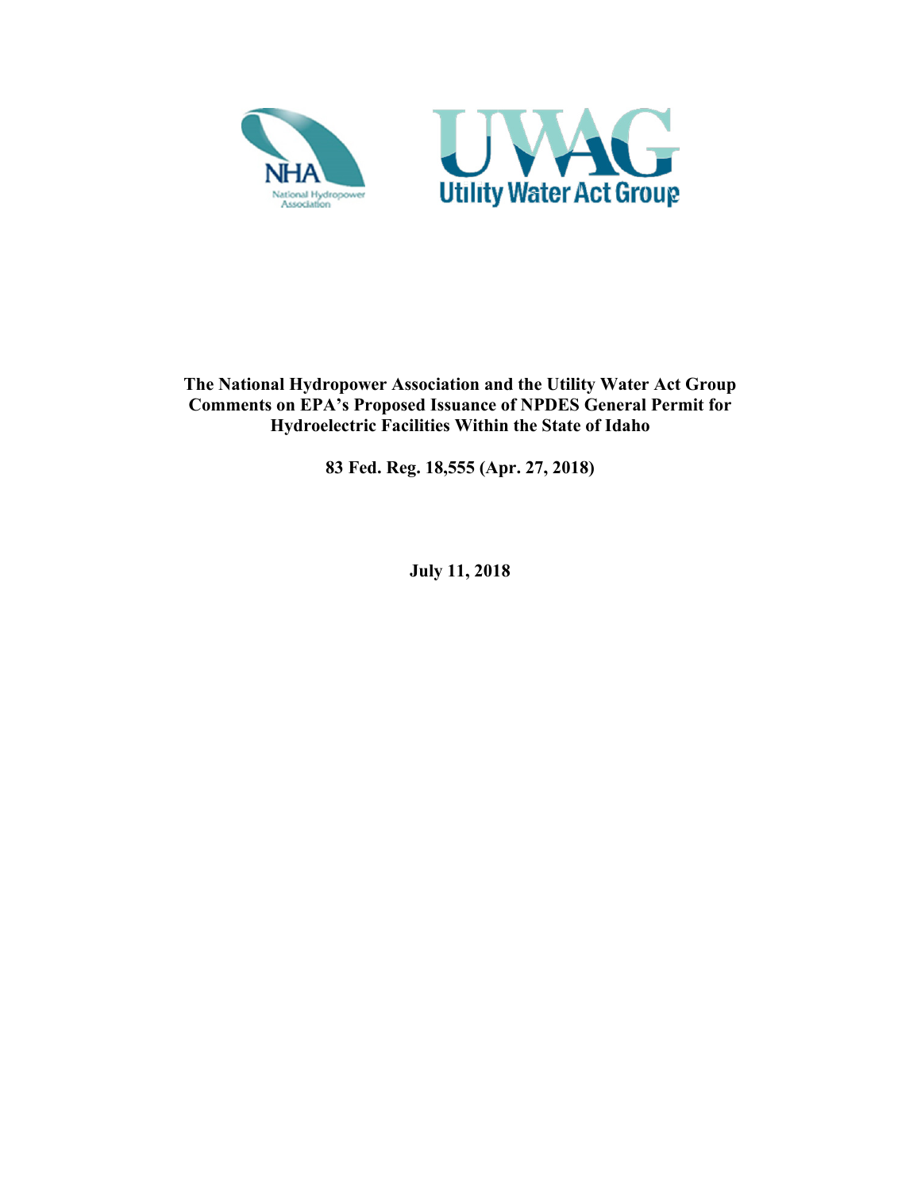**The National Hydropower Association and the Utility Water Act Group Comments on EPA's Proposed Issuance of NPDES General Permit for Hydroelectric Facilities Within the State of Idaho**

**83 Fed. Reg. 18,555 (Apr. 27, 2018)**

**July 11, 2018**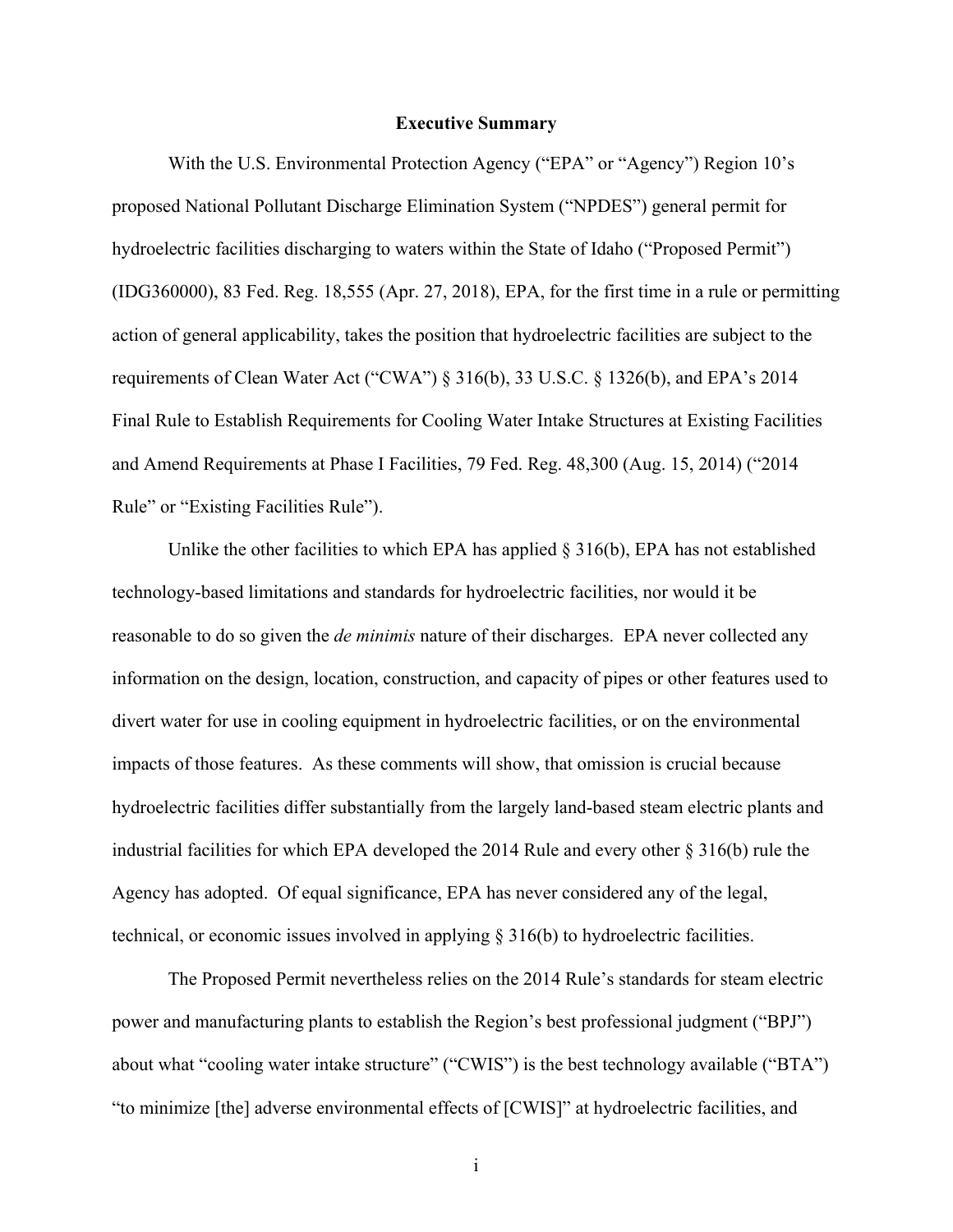## Executive Summary

With the U.S. Environmental Protection Agency ("EPA" or "Agency") Region 10's proposed National Pollutant Discharge Elimination System ("NPDES") general permit for hydroelectric facilities discharging to waters within the State of Idaho ("Proposed Permit") (IDG360000), 83 Fed. Reg. 18,555 (Apr. 27, 2018), EPA, for the first time in a rule or permitting action of general applicability, takes the position that hydroelectric facilities are subject to the requirements of Clean Water Act ("CWA") § 316(b), 33 U.S.C. § 1326(b), and EPA's 2014 Final Rule to Establish Requirements for Cooling Water Intake Structures at Existing Facilities and Amend Requirements at Phase I Facilities, 79 Fed. Reg. 48,300 (Aug. 15, 2014) ("2014 Rule" or "Existing Facilities Rule").

Unlike the other facilities to which EPA has applied § 316(b), EPA has not established technology-based limitations and standards for hydroelectric facilities, nor would it be reasonable to do so given the *de minimis* nature of their discharges. EPA never collected any information on the design, location, construction, and capacity of pipes or other features used to divert water for use in cooling equipment in hydroelectric facilities, or on the environmental impacts of those features. As these comments will show, that omission is crucial because hydroelectric facilities differ substantially from the largely land-based steam electric plants and industrial facilities for which EPA developed the 2014 Rule and every other § 316(b) rule the Agency has adopted. Of equal significance, EPA has never considered any of the legal, technical, or economic issues involved in applying § 316(b) to hydroelectric facilities.

The Proposed Permit nevertheless relies on the 2014 Rule's standards for steam electric power and manufacturing plants to establish the Region's best professional judgment ("BPJ") about what "cooling water intake structure" ("CWIS") is the best technology available ("BTA") "to minimize [the] adverse environmental effects of [CWIS]" at hydroelectric facilities, and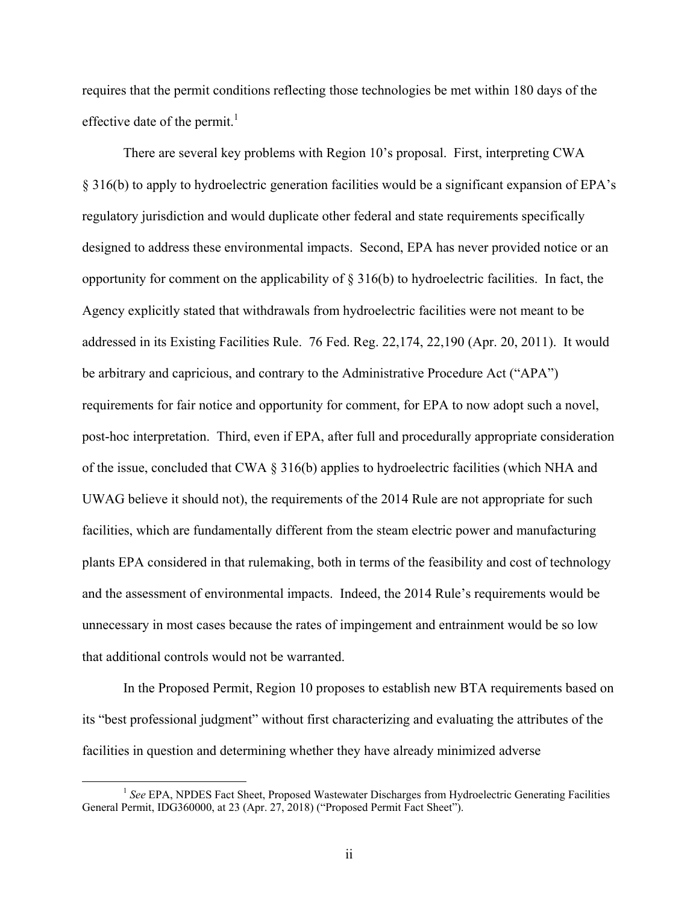requires that the permit conditions reflecting those technologies be met within 180 days of the effective date of the permit.[1]

There are several key problems with Region 10's proposal. First, interpreting CWA § 316(b) to apply to hydroelectric generation facilities would be a significant expansion of EPA's regulatory jurisdiction and would duplicate other federal and state requirements specifically designed to address these environmental impacts. Second, EPA has never provided notice or an opportunity for comment on the applicability of § 316(b) to hydroelectric facilities. In fact, the Agency explicitly stated that withdrawals from hydroelectric facilities were not meant to be addressed in its Existing Facilities Rule. 76 Fed. Reg. 22,174, 22,190 (Apr. 20, 2011). It would be arbitrary and capricious, and contrary to the Administrative Procedure Act ("APA") requirements for fair notice and opportunity for comment, for EPA to now adopt such a novel, post-hoc interpretation. Third, even if EPA, after full and procedurally appropriate consideration of the issue, concluded that CWA § 316(b) applies to hydroelectric facilities (which NHA and UWAG believe it should not), the requirements of the 2014 Rule are not appropriate for such facilities, which are fundamentally different from the steam electric power and manufacturing plants EPA considered in that rulemaking, both in terms of the feasibility and cost of technology and the assessment of environmental impacts. Indeed, the 2014 Rule's requirements would be unnecessary in most cases because the rates of impingement and entrainment would be so low that additional controls would not be warranted.

In the Proposed Permit, Region 10 proposes to establish new BTA requirements based on its "best professional judgment" without first characterizing and evaluating the attributes of the facilities in question and determining whether they have already minimized adverse

---

[1] *See* EPA, NPDES Fact Sheet, Proposed Wastewater Discharges from Hydroelectric Generating Facilities General Permit, IDG360000, at 23 (Apr. 27, 2018) ("Proposed Permit Fact Sheet").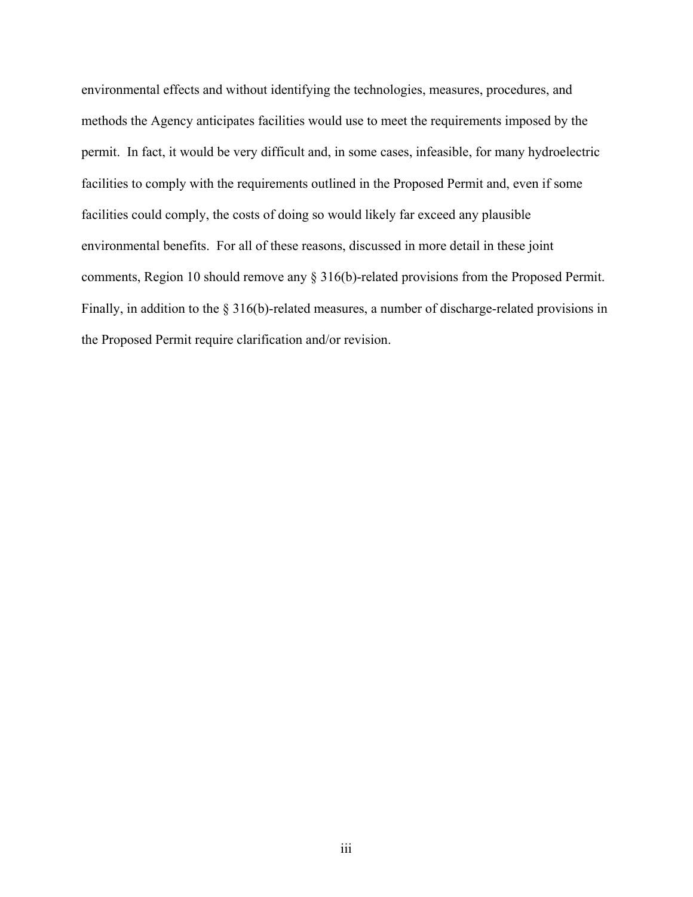environmental effects and without identifying the technologies, measures, procedures, and methods the Agency anticipates facilities would use to meet the requirements imposed by the permit. In fact, it would be very difficult and, in some cases, infeasible, for many hydroelectric facilities to comply with the requirements outlined in the Proposed Permit and, even if some facilities could comply, the costs of doing so would likely far exceed any plausible environmental benefits. For all of these reasons, discussed in more detail in these joint comments, Region 10 should remove any § 316(b)-related provisions from the Proposed Permit. Finally, in addition to the § 316(b)-related measures, a number of discharge-related provisions in the Proposed Permit require clarification and/or revision.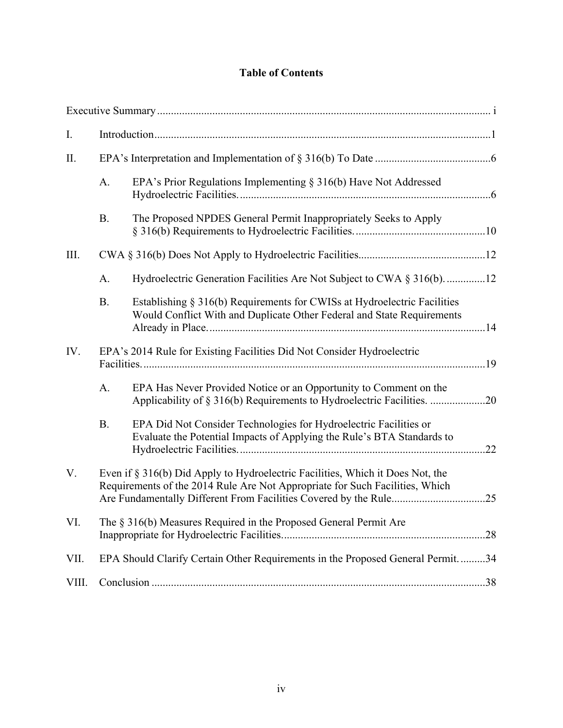# Table of Contents

Executive Summary ........................................................................................................................ i

I. Introduction........................................................................................................................1

II. EPA's Interpretation and Implementation of § 316(b) To Date ..........................................6

   A. EPA's Prior Regulations Implementing § 316(b) Have Not Addressed Hydroelectric Facilities...........................................................................................6

   B. The Proposed NPDES General Permit Inappropriately Seeks to Apply § 316(b) Requirements to Hydroelectric Facilities................................................10

III. CWA § 316(b) Does Not Apply to Hydroelectric Facilities.............................................12

   A. Hydroelectric Generation Facilities Are Not Subject to CWA § 316(b). ..............12

   B. Establishing § 316(b) Requirements for CWISs at Hydroelectric Facilities Would Conflict With and Duplicate Other Federal and State Requirements Already in Place....................................................................................................14

IV. EPA's 2014 Rule for Existing Facilities Did Not Consider Hydroelectric Facilities...........................................................................................................................19

   A. EPA Has Never Provided Notice or an Opportunity to Comment on the Applicability of § 316(b) Requirements to Hydroelectric Facilities. ....................20

   B. EPA Did Not Consider Technologies for Hydroelectric Facilities or Evaluate the Potential Impacts of Applying the Rule's BTA Standards to Hydroelectric Facilities.........................................................................................22

V. Even if § 316(b) Did Apply to Hydroelectric Facilities, Which it Does Not, the Requirements of the 2014 Rule Are Not Appropriate for Such Facilities, Which Are Fundamentally Different From Facilities Covered by the Rule..................................25

VI. The § 316(b) Measures Required in the Proposed General Permit Are Inappropriate for Hydroelectric Facilities.........................................................................28

VII. EPA Should Clarify Certain Other Requirements in the Proposed General Permit..........34

VIII. Conclusion ........................................................................................................................38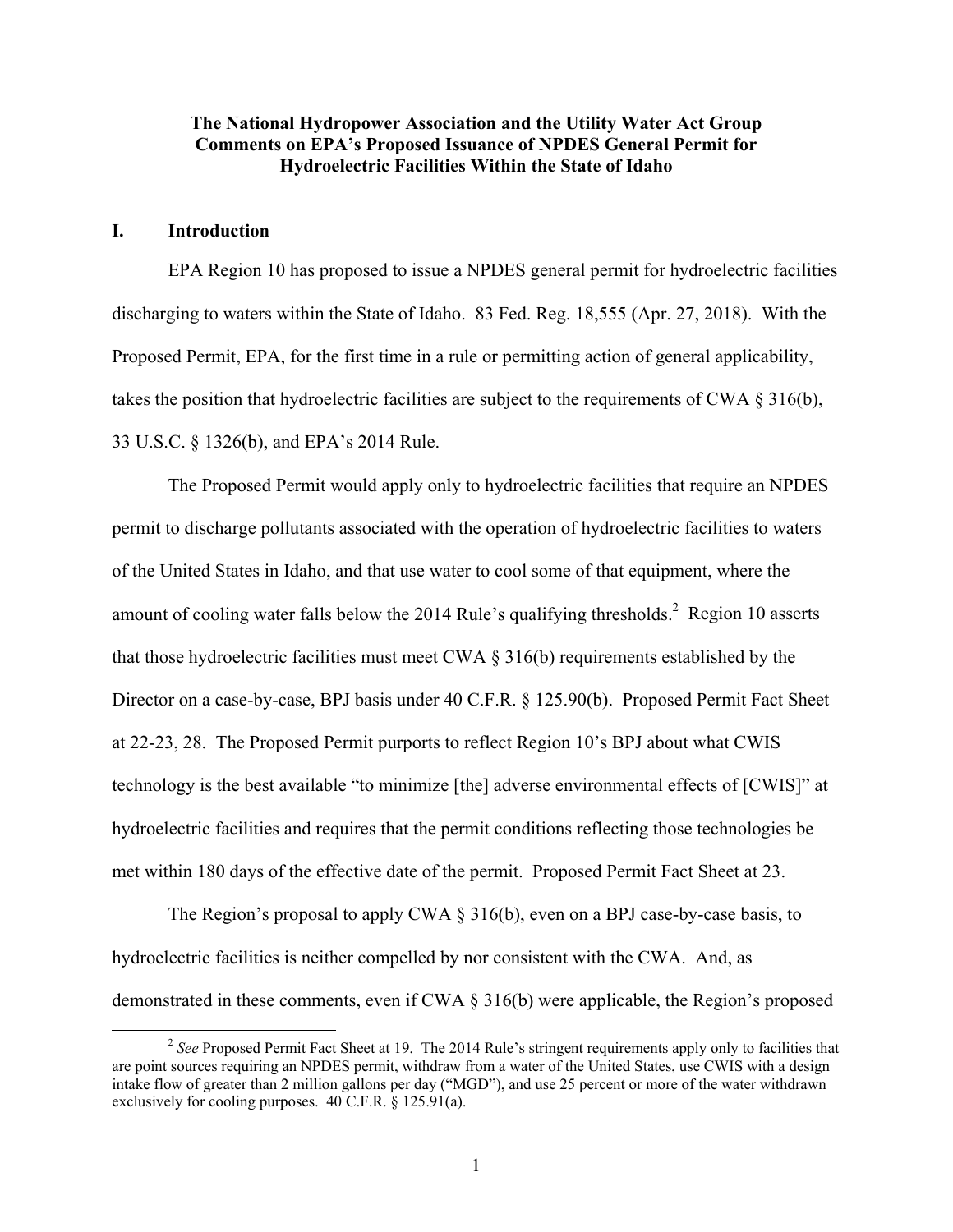**The National Hydropower Association and the Utility Water Act Group Comments on EPA's Proposed Issuance of NPDES General Permit for Hydroelectric Facilities Within the State of Idaho**

## I. Introduction

EPA Region 10 has proposed to issue a NPDES general permit for hydroelectric facilities discharging to waters within the State of Idaho. 83 Fed. Reg. 18,555 (Apr. 27, 2018). With the Proposed Permit, EPA, for the first time in a rule or permitting action of general applicability, takes the position that hydroelectric facilities are subject to the requirements of CWA § 316(b), 33 U.S.C. § 1326(b), and EPA's 2014 Rule.

The Proposed Permit would apply only to hydroelectric facilities that require an NPDES permit to discharge pollutants associated with the operation of hydroelectric facilities to waters of the United States in Idaho, and that use water to cool some of that equipment, where the amount of cooling water falls below the 2014 Rule's qualifying thresholds.[2] Region 10 asserts that those hydroelectric facilities must meet CWA § 316(b) requirements established by the Director on a case-by-case, BPJ basis under 40 C.F.R. § 125.90(b). Proposed Permit Fact Sheet at 22-23, 28. The Proposed Permit purports to reflect Region 10's BPJ about what CWIS technology is the best available "to minimize [the] adverse environmental effects of [CWIS]" at hydroelectric facilities and requires that the permit conditions reflecting those technologies be met within 180 days of the effective date of the permit. Proposed Permit Fact Sheet at 23.

The Region's proposal to apply CWA § 316(b), even on a BPJ case-by-case basis, to hydroelectric facilities is neither compelled by nor consistent with the CWA. And, as demonstrated in these comments, even if CWA § 316(b) were applicable, the Region's proposed

[2] *See* Proposed Permit Fact Sheet at 19. The 2014 Rule's stringent requirements apply only to facilities that are point sources requiring an NPDES permit, withdraw from a water of the United States, use CWIS with a design intake flow of greater than 2 million gallons per day ("MGD"), and use 25 percent or more of the water withdrawn exclusively for cooling purposes. 40 C.F.R. § 125.91(a).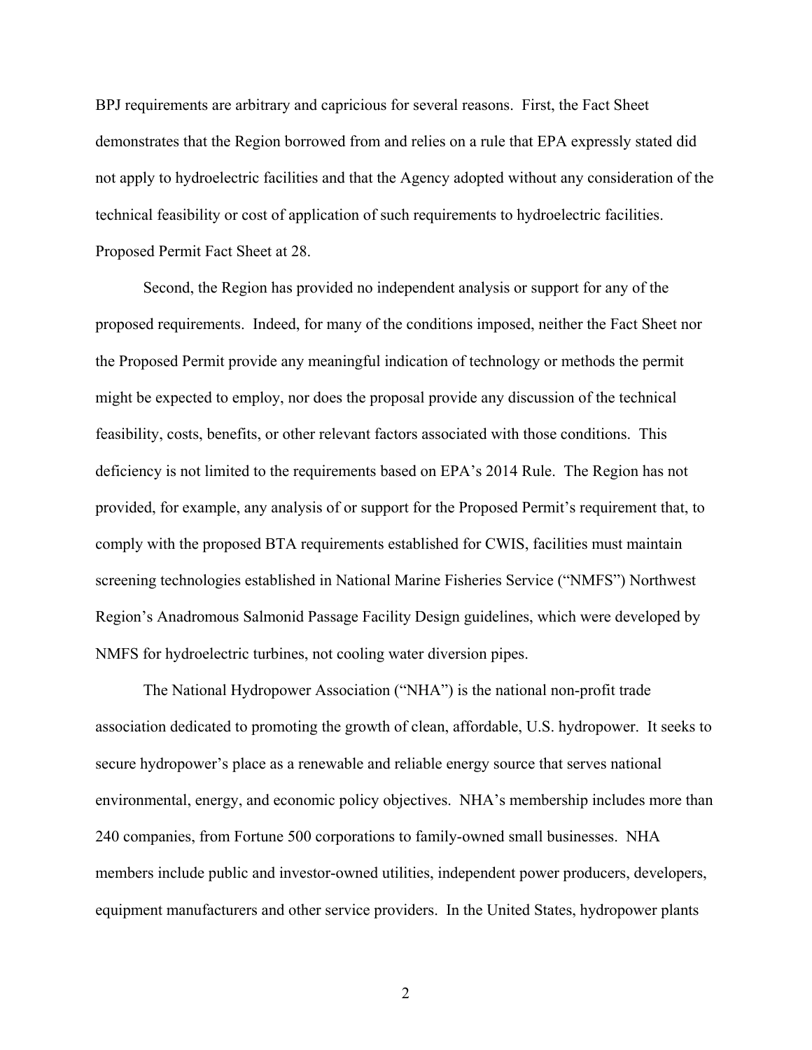BPJ requirements are arbitrary and capricious for several reasons. First, the Fact Sheet demonstrates that the Region borrowed from and relies on a rule that EPA expressly stated did not apply to hydroelectric facilities and that the Agency adopted without any consideration of the technical feasibility or cost of application of such requirements to hydroelectric facilities. Proposed Permit Fact Sheet at 28.

Second, the Region has provided no independent analysis or support for any of the proposed requirements. Indeed, for many of the conditions imposed, neither the Fact Sheet nor the Proposed Permit provide any meaningful indication of technology or methods the permit might be expected to employ, nor does the proposal provide any discussion of the technical feasibility, costs, benefits, or other relevant factors associated with those conditions. This deficiency is not limited to the requirements based on EPA's 2014 Rule. The Region has not provided, for example, any analysis of or support for the Proposed Permit's requirement that, to comply with the proposed BTA requirements established for CWIS, facilities must maintain screening technologies established in National Marine Fisheries Service ("NMFS") Northwest Region's Anadromous Salmonid Passage Facility Design guidelines, which were developed by NMFS for hydroelectric turbines, not cooling water diversion pipes.

The National Hydropower Association ("NHA") is the national non-profit trade association dedicated to promoting the growth of clean, affordable, U.S. hydropower. It seeks to secure hydropower's place as a renewable and reliable energy source that serves national environmental, energy, and economic policy objectives. NHA's membership includes more than 240 companies, from Fortune 500 corporations to family-owned small businesses. NHA members include public and investor-owned utilities, independent power producers, developers, equipment manufacturers and other service providers. In the United States, hydropower plants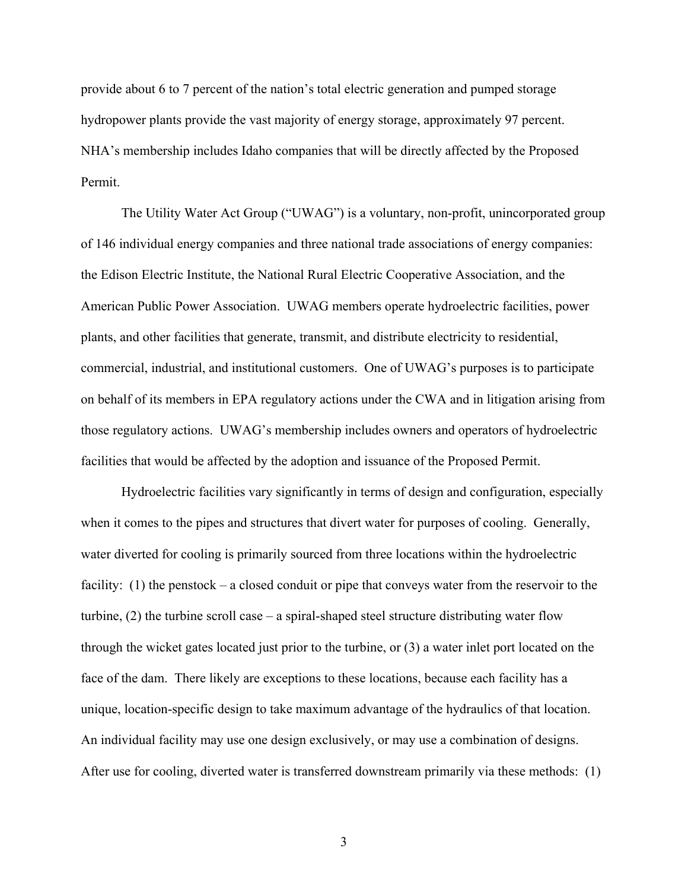provide about 6 to 7 percent of the nation's total electric generation and pumped storage hydropower plants provide the vast majority of energy storage, approximately 97 percent. NHA's membership includes Idaho companies that will be directly affected by the Proposed Permit.

The Utility Water Act Group ("UWAG") is a voluntary, non-profit, unincorporated group of 146 individual energy companies and three national trade associations of energy companies: the Edison Electric Institute, the National Rural Electric Cooperative Association, and the American Public Power Association. UWAG members operate hydroelectric facilities, power plants, and other facilities that generate, transmit, and distribute electricity to residential, commercial, industrial, and institutional customers. One of UWAG's purposes is to participate on behalf of its members in EPA regulatory actions under the CWA and in litigation arising from those regulatory actions. UWAG's membership includes owners and operators of hydroelectric facilities that would be affected by the adoption and issuance of the Proposed Permit.

Hydroelectric facilities vary significantly in terms of design and configuration, especially when it comes to the pipes and structures that divert water for purposes of cooling. Generally, water diverted for cooling is primarily sourced from three locations within the hydroelectric facility: (1) the penstock – a closed conduit or pipe that conveys water from the reservoir to the turbine, (2) the turbine scroll case – a spiral-shaped steel structure distributing water flow through the wicket gates located just prior to the turbine, or (3) a water inlet port located on the face of the dam. There likely are exceptions to these locations, because each facility has a unique, location-specific design to take maximum advantage of the hydraulics of that location. An individual facility may use one design exclusively, or may use a combination of designs. After use for cooling, diverted water is transferred downstream primarily via these methods: (1)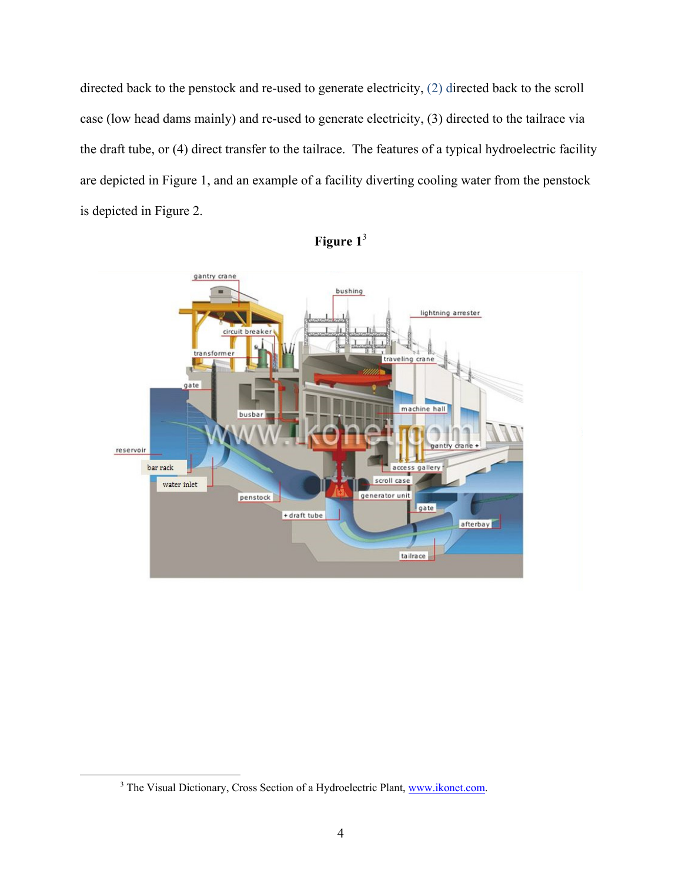directed back to the penstock and re-used to generate electricity, (2) directed back to the scroll case (low head dams mainly) and re-used to generate electricity, (3) directed to the tailrace via the draft tube, or (4) direct transfer to the tailrace. The features of a typical hydroelectric facility are depicted in Figure 1, and an example of a facility diverting cooling water from the penstock is depicted in Figure 2.

**Figure 1**[3]

[3] The Visual Dictionary, Cross Section of a Hydroelectric Plant, www.ikonet.com.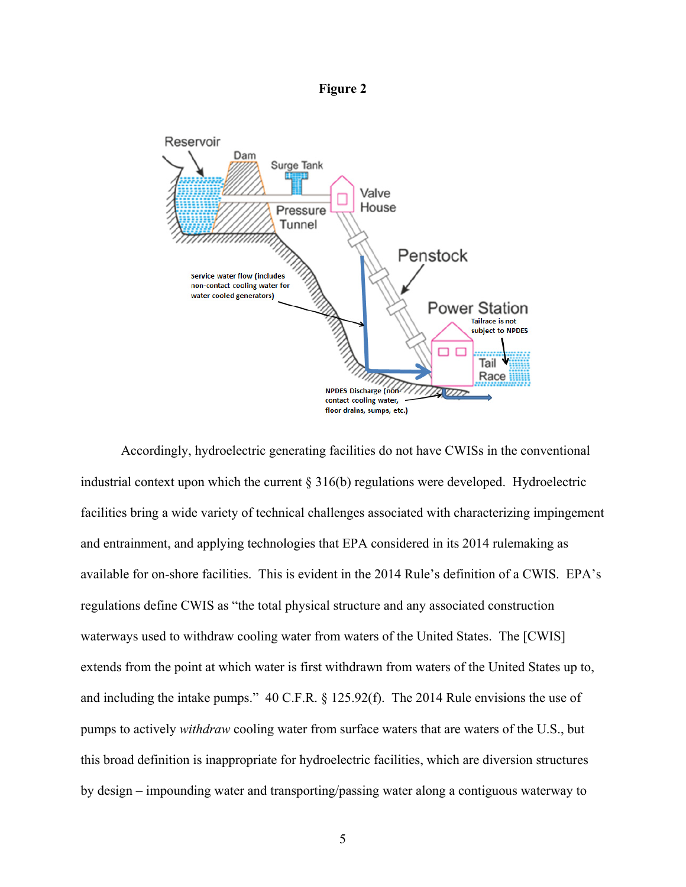**Figure 2**

Reservoir

Dam

Surge Tank

Valve House

Pressure Tunnel

Penstock

Power Station

Tailrace is not subject to NPDES

Tail Race

Service water flow (includes non-contact cooling water for water cooled generators)

NPDES Discharge (non-contact cooling water, floor drains, sumps, etc.)

Accordingly, hydroelectric generating facilities do not have CWISs in the conventional industrial context upon which the current § 316(b) regulations were developed. Hydroelectric facilities bring a wide variety of technical challenges associated with characterizing impingement and entrainment, and applying technologies that EPA considered in its 2014 rulemaking as available for on-shore facilities. This is evident in the 2014 Rule's definition of a CWIS. EPA's regulations define CWIS as "the total physical structure and any associated construction waterways used to withdraw cooling water from waters of the United States. The [CWIS] extends from the point at which water is first withdrawn from waters of the United States up to, and including the intake pumps." 40 C.F.R. § 125.92(f). The 2014 Rule envisions the use of pumps to actively *withdraw* cooling water from surface waters that are waters of the U.S., but this broad definition is inappropriate for hydroelectric facilities, which are diversion structures by design – impounding water and transporting/passing water along a contiguous waterway to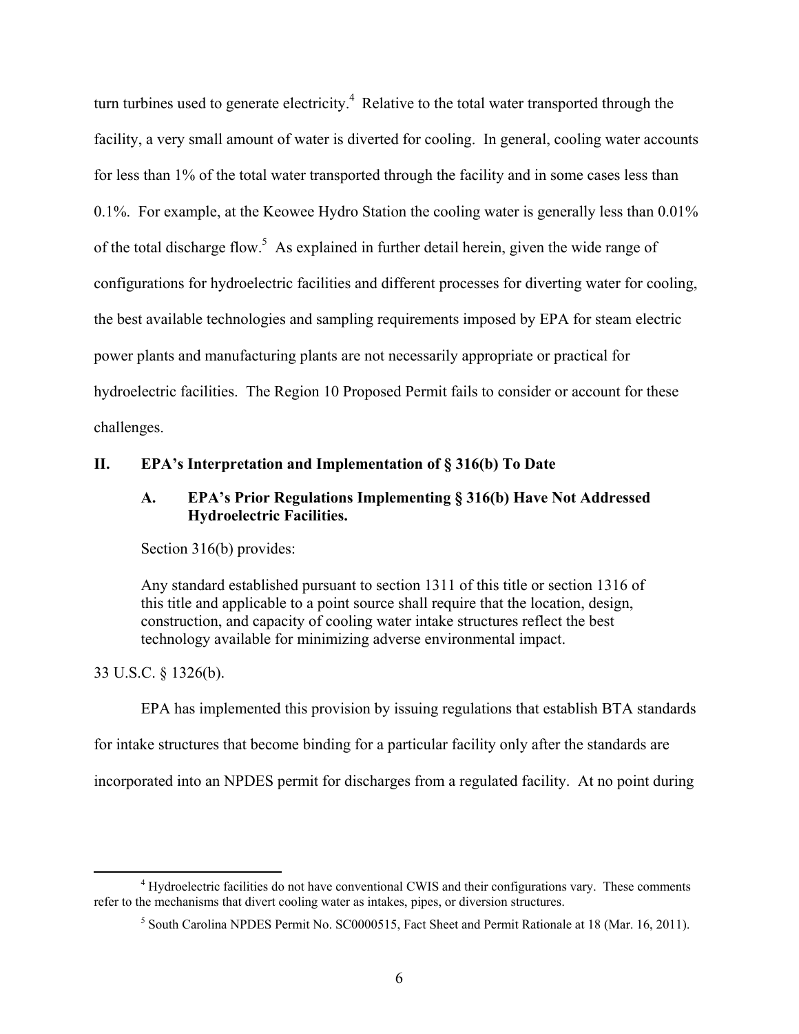turn turbines used to generate electricity.[4] Relative to the total water transported through the facility, a very small amount of water is diverted for cooling. In general, cooling water accounts for less than 1% of the total water transported through the facility and in some cases less than 0.1%. For example, at the Keowee Hydro Station the cooling water is generally less than 0.01% of the total discharge flow.[5] As explained in further detail herein, given the wide range of configurations for hydroelectric facilities and different processes for diverting water for cooling, the best available technologies and sampling requirements imposed by EPA for steam electric power plants and manufacturing plants are not necessarily appropriate or practical for hydroelectric facilities. The Region 10 Proposed Permit fails to consider or account for these challenges.

## II. EPA's Interpretation and Implementation of § 316(b) To Date

### A. EPA's Prior Regulations Implementing § 316(b) Have Not Addressed Hydroelectric Facilities.

Section 316(b) provides:

> Any standard established pursuant to section 1311 of this title or section 1316 of this title and applicable to a point source shall require that the location, design, construction, and capacity of cooling water intake structures reflect the best technology available for minimizing adverse environmental impact.

33 U.S.C. § 1326(b).

EPA has implemented this provision by issuing regulations that establish BTA standards for intake structures that become binding for a particular facility only after the standards are incorporated into an NPDES permit for discharges from a regulated facility. At no point during

---

[4] Hydroelectric facilities do not have conventional CWIS and their configurations vary. These comments refer to the mechanisms that divert cooling water as intakes, pipes, or diversion structures.

[5] South Carolina NPDES Permit No. SC0000515, Fact Sheet and Permit Rationale at 18 (Mar. 16, 2011).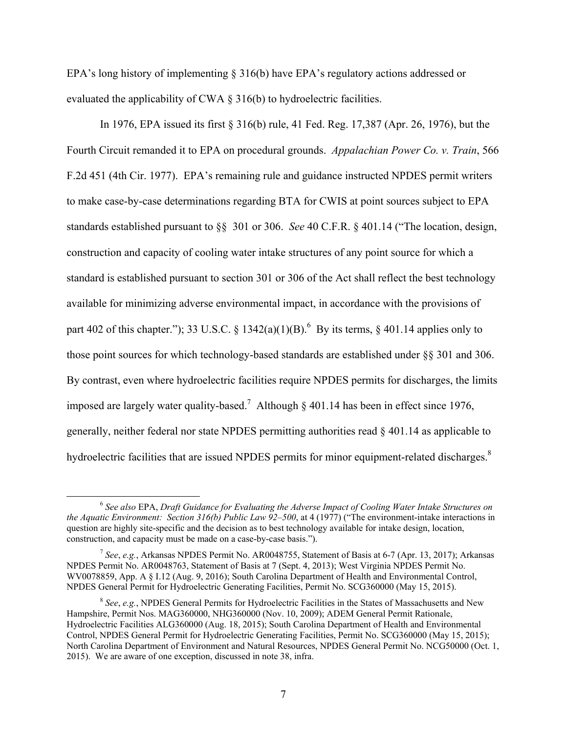EPA's long history of implementing § 316(b) have EPA's regulatory actions addressed or evaluated the applicability of CWA § 316(b) to hydroelectric facilities.

In 1976, EPA issued its first § 316(b) rule, 41 Fed. Reg. 17,387 (Apr. 26, 1976), but the Fourth Circuit remanded it to EPA on procedural grounds. *Appalachian Power Co. v. Train*, 566 F.2d 451 (4th Cir. 1977). EPA's remaining rule and guidance instructed NPDES permit writers to make case-by-case determinations regarding BTA for CWIS at point sources subject to EPA standards established pursuant to §§ 301 or 306. *See* 40 C.F.R. § 401.14 ("The location, design, construction and capacity of cooling water intake structures of any point source for which a standard is established pursuant to section 301 or 306 of the Act shall reflect the best technology available for minimizing adverse environmental impact, in accordance with the provisions of part 402 of this chapter."); 33 U.S.C. § 1342(a)(1)(B).[6] By its terms, § 401.14 applies only to those point sources for which technology-based standards are established under §§ 301 and 306. By contrast, even where hydroelectric facilities require NPDES permits for discharges, the limits imposed are largely water quality-based.[7] Although § 401.14 has been in effect since 1976, generally, neither federal nor state NPDES permitting authorities read § 401.14 as applicable to hydroelectric facilities that are issued NPDES permits for minor equipment-related discharges.[8]

---

[6] *See also* EPA, *Draft Guidance for Evaluating the Adverse Impact of Cooling Water Intake Structures on the Aquatic Environment: Section 316(b) Public Law 92–500*, at 4 (1977) ("The environment-intake interactions in question are highly site-specific and the decision as to best technology available for intake design, location, construction, and capacity must be made on a case-by-case basis.").

[7] *See*, *e.g.*, Arkansas NPDES Permit No. AR0048755, Statement of Basis at 6-7 (Apr. 13, 2017); Arkansas NPDES Permit No. AR0048763, Statement of Basis at 7 (Sept. 4, 2013); West Virginia NPDES Permit No. WV0078859, App. A § I.12 (Aug. 9, 2016); South Carolina Department of Health and Environmental Control, NPDES General Permit for Hydroelectric Generating Facilities, Permit No. SCG360000 (May 15, 2015).

[8] *See*, *e.g.*, NPDES General Permits for Hydroelectric Facilities in the States of Massachusetts and New Hampshire, Permit Nos. MAG360000, NHG360000 (Nov. 10, 2009); ADEM General Permit Rationale, Hydroelectric Facilities ALG360000 (Aug. 18, 2015); South Carolina Department of Health and Environmental Control, NPDES General Permit for Hydroelectric Generating Facilities, Permit No. SCG360000 (May 15, 2015); North Carolina Department of Environment and Natural Resources, NPDES General Permit No. NCG50000 (Oct. 1, 2015). We are aware of one exception, discussed in note 38, infra.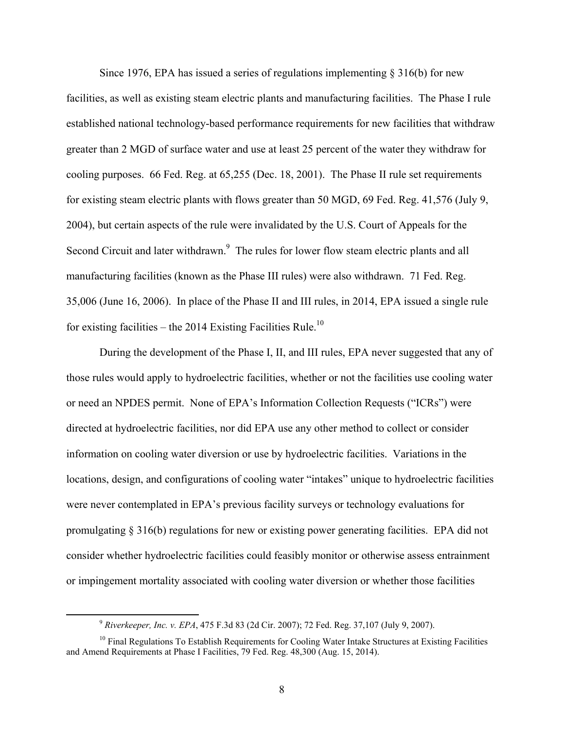Since 1976, EPA has issued a series of regulations implementing § 316(b) for new facilities, as well as existing steam electric plants and manufacturing facilities. The Phase I rule established national technology-based performance requirements for new facilities that withdraw greater than 2 MGD of surface water and use at least 25 percent of the water they withdraw for cooling purposes. 66 Fed. Reg. at 65,255 (Dec. 18, 2001). The Phase II rule set requirements for existing steam electric plants with flows greater than 50 MGD, 69 Fed. Reg. 41,576 (July 9, 2004), but certain aspects of the rule were invalidated by the U.S. Court of Appeals for the Second Circuit and later withdrawn.[9] The rules for lower flow steam electric plants and all manufacturing facilities (known as the Phase III rules) were also withdrawn. 71 Fed. Reg. 35,006 (June 16, 2006). In place of the Phase II and III rules, in 2014, EPA issued a single rule for existing facilities – the 2014 Existing Facilities Rule.[10]

During the development of the Phase I, II, and III rules, EPA never suggested that any of those rules would apply to hydroelectric facilities, whether or not the facilities use cooling water or need an NPDES permit. None of EPA's Information Collection Requests ("ICRs") were directed at hydroelectric facilities, nor did EPA use any other method to collect or consider information on cooling water diversion or use by hydroelectric facilities. Variations in the locations, design, and configurations of cooling water "intakes" unique to hydroelectric facilities were never contemplated in EPA's previous facility surveys or technology evaluations for promulgating § 316(b) regulations for new or existing power generating facilities. EPA did not consider whether hydroelectric facilities could feasibly monitor or otherwise assess entrainment or impingement mortality associated with cooling water diversion or whether those facilities

[9] *Riverkeeper, Inc. v. EPA*, 475 F.3d 83 (2d Cir. 2007); 72 Fed. Reg. 37,107 (July 9, 2007).

[10] Final Regulations To Establish Requirements for Cooling Water Intake Structures at Existing Facilities and Amend Requirements at Phase I Facilities, 79 Fed. Reg. 48,300 (Aug. 15, 2014).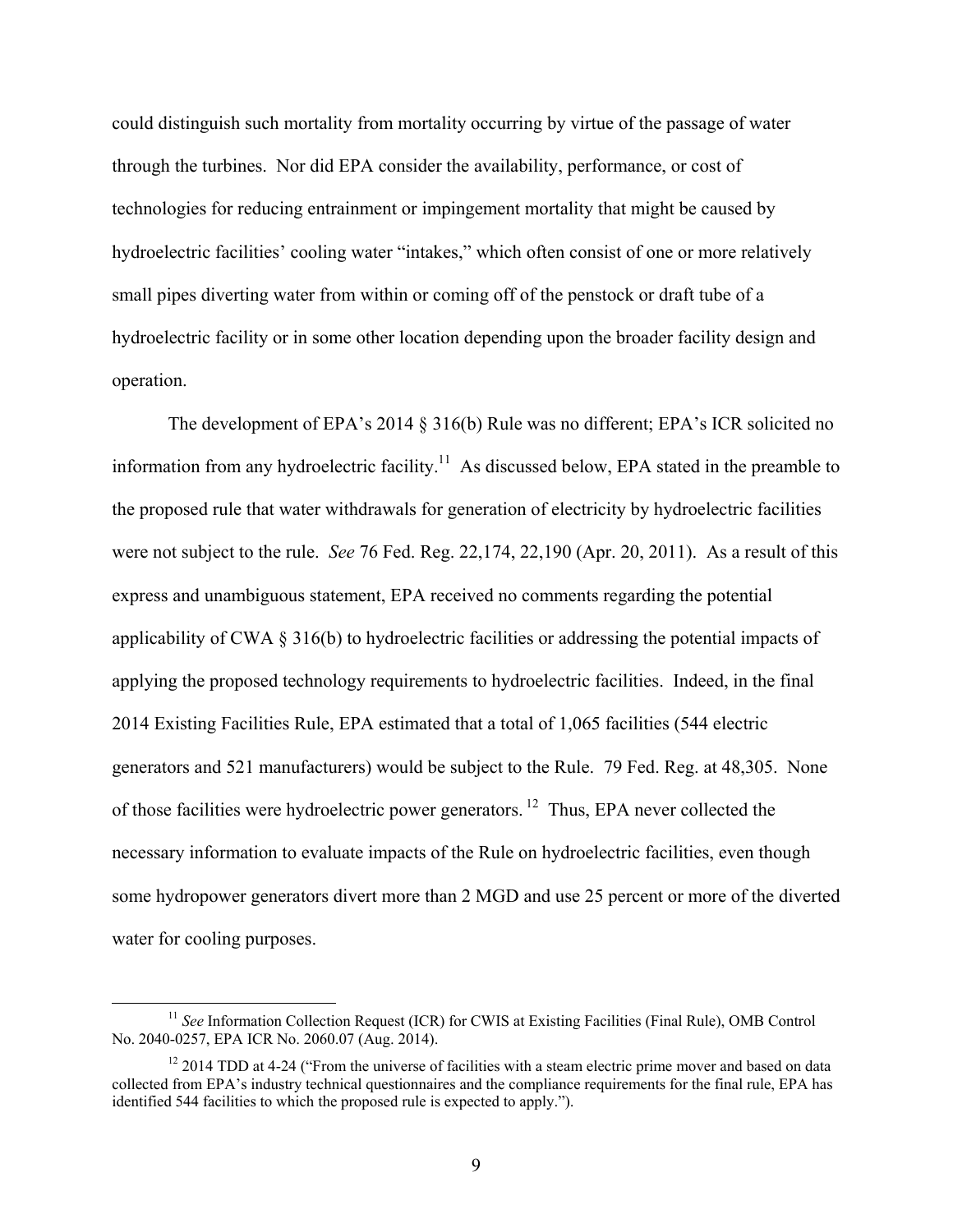could distinguish such mortality from mortality occurring by virtue of the passage of water through the turbines. Nor did EPA consider the availability, performance, or cost of technologies for reducing entrainment or impingement mortality that might be caused by hydroelectric facilities' cooling water "intakes," which often consist of one or more relatively small pipes diverting water from within or coming off of the penstock or draft tube of a hydroelectric facility or in some other location depending upon the broader facility design and operation.

The development of EPA's 2014 § 316(b) Rule was no different; EPA's ICR solicited no information from any hydroelectric facility.[11] As discussed below, EPA stated in the preamble to the proposed rule that water withdrawals for generation of electricity by hydroelectric facilities were not subject to the rule. *See* 76 Fed. Reg. 22,174, 22,190 (Apr. 20, 2011). As a result of this express and unambiguous statement, EPA received no comments regarding the potential applicability of CWA § 316(b) to hydroelectric facilities or addressing the potential impacts of applying the proposed technology requirements to hydroelectric facilities. Indeed, in the final 2014 Existing Facilities Rule, EPA estimated that a total of 1,065 facilities (544 electric generators and 521 manufacturers) would be subject to the Rule. 79 Fed. Reg. at 48,305. None of those facilities were hydroelectric power generators.[12] Thus, EPA never collected the necessary information to evaluate impacts of the Rule on hydroelectric facilities, even though some hydropower generators divert more than 2 MGD and use 25 percent or more of the diverted water for cooling purposes.

[11] *See* Information Collection Request (ICR) for CWIS at Existing Facilities (Final Rule), OMB Control No. 2040-0257, EPA ICR No. 2060.07 (Aug. 2014).

[12] 2014 TDD at 4-24 ("From the universe of facilities with a steam electric prime mover and based on data collected from EPA's industry technical questionnaires and the compliance requirements for the final rule, EPA has identified 544 facilities to which the proposed rule is expected to apply.").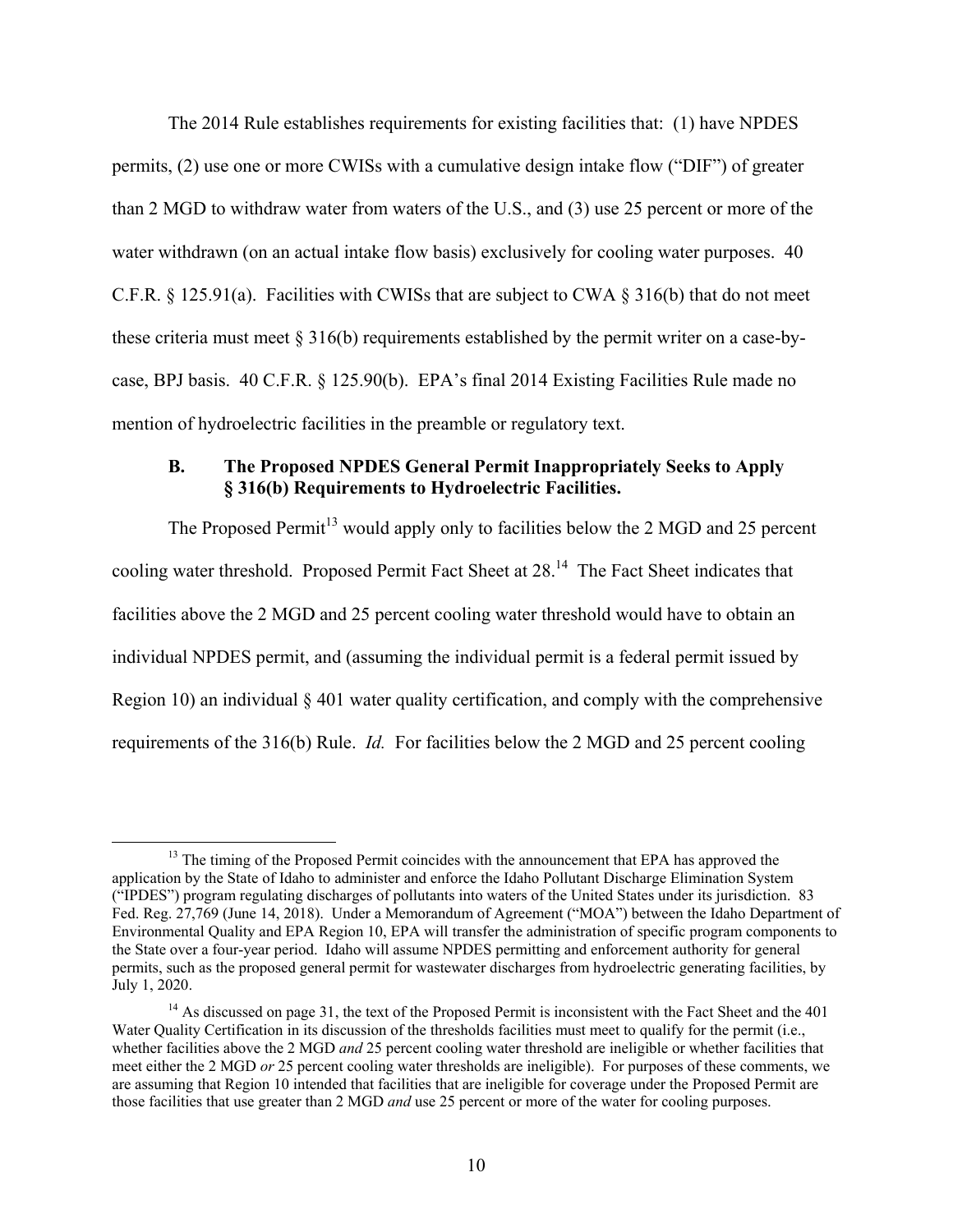The 2014 Rule establishes requirements for existing facilities that: (1) have NPDES permits, (2) use one or more CWISs with a cumulative design intake flow ("DIF") of greater than 2 MGD to withdraw water from waters of the U.S., and (3) use 25 percent or more of the water withdrawn (on an actual intake flow basis) exclusively for cooling water purposes. 40 C.F.R. § 125.91(a). Facilities with CWISs that are subject to CWA § 316(b) that do not meet these criteria must meet § 316(b) requirements established by the permit writer on a case-by-case, BPJ basis. 40 C.F.R. § 125.90(b). EPA's final 2014 Existing Facilities Rule made no mention of hydroelectric facilities in the preamble or regulatory text.

### B. The Proposed NPDES General Permit Inappropriately Seeks to Apply § 316(b) Requirements to Hydroelectric Facilities.

The Proposed Permit[13] would apply only to facilities below the 2 MGD and 25 percent cooling water threshold. Proposed Permit Fact Sheet at 28.[14] The Fact Sheet indicates that facilities above the 2 MGD and 25 percent cooling water threshold would have to obtain an individual NPDES permit, and (assuming the individual permit is a federal permit issued by Region 10) an individual § 401 water quality certification, and comply with the comprehensive requirements of the 316(b) Rule. *Id.* For facilities below the 2 MGD and 25 percent cooling

---

[13] The timing of the Proposed Permit coincides with the announcement that EPA has approved the application by the State of Idaho to administer and enforce the Idaho Pollutant Discharge Elimination System ("IPDES") program regulating discharges of pollutants into waters of the United States under its jurisdiction. 83 Fed. Reg. 27,769 (June 14, 2018). Under a Memorandum of Agreement ("MOA") between the Idaho Department of Environmental Quality and EPA Region 10, EPA will transfer the administration of specific program components to the State over a four-year period. Idaho will assume NPDES permitting and enforcement authority for general permits, such as the proposed general permit for wastewater discharges from hydroelectric generating facilities, by July 1, 2020.

[14] As discussed on page 31, the text of the Proposed Permit is inconsistent with the Fact Sheet and the 401 Water Quality Certification in its discussion of the thresholds facilities must meet to qualify for the permit (i.e., whether facilities above the 2 MGD *and* 25 percent cooling water threshold are ineligible or whether facilities that meet either the 2 MGD *or* 25 percent cooling water thresholds are ineligible). For purposes of these comments, we are assuming that Region 10 intended that facilities that are ineligible for coverage under the Proposed Permit are those facilities that use greater than 2 MGD *and* use 25 percent or more of the water for cooling purposes.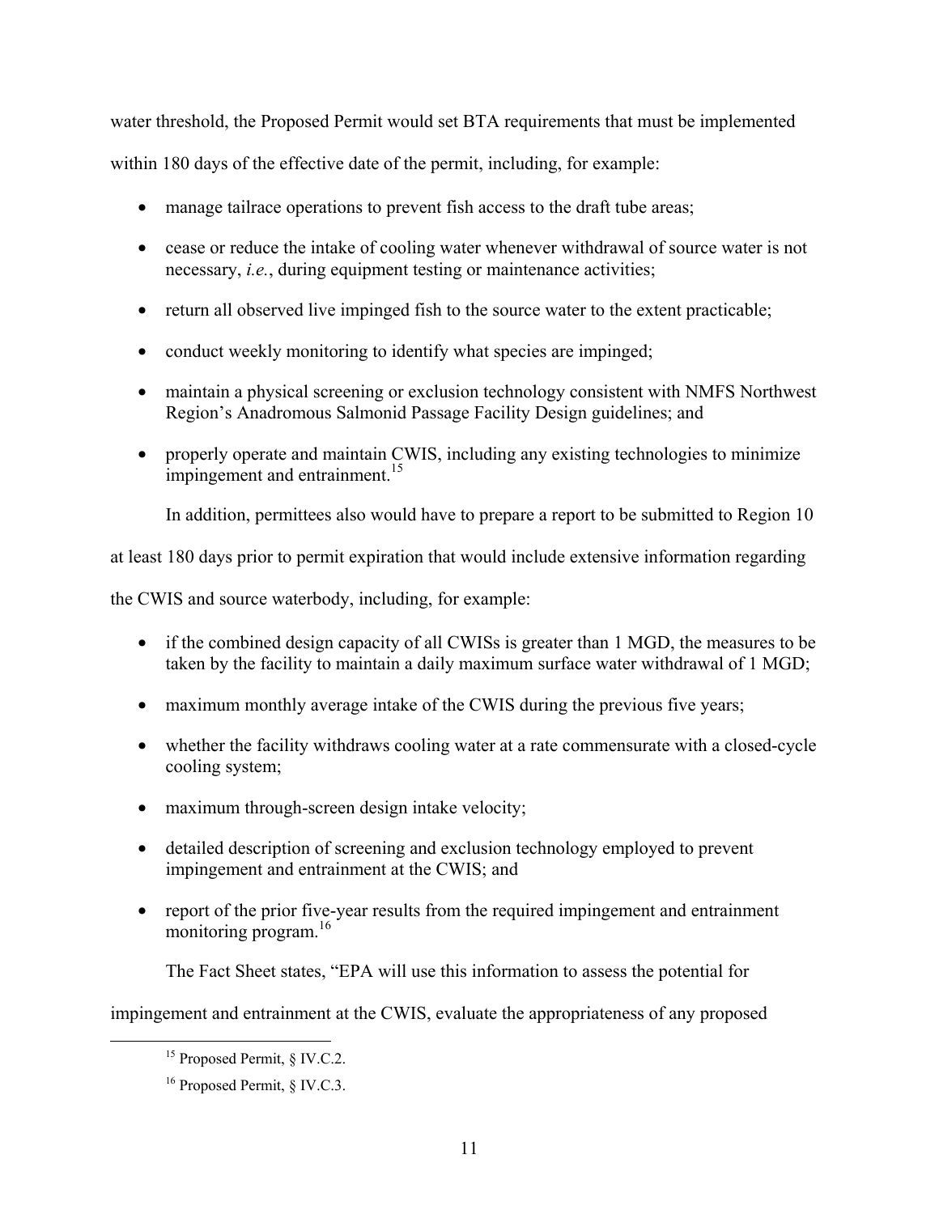water threshold, the Proposed Permit would set BTA requirements that must be implemented within 180 days of the effective date of the permit, including, for example:

- manage tailrace operations to prevent fish access to the draft tube areas;
- cease or reduce the intake of cooling water whenever withdrawal of source water is not necessary, *i.e.*, during equipment testing or maintenance activities;
- return all observed live impinged fish to the source water to the extent practicable;
- conduct weekly monitoring to identify what species are impinged;
- maintain a physical screening or exclusion technology consistent with NMFS Northwest Region's Anadromous Salmonid Passage Facility Design guidelines; and
- properly operate and maintain CWIS, including any existing technologies to minimize impingement and entrainment.[15]

In addition, permittees also would have to prepare a report to be submitted to Region 10 at least 180 days prior to permit expiration that would include extensive information regarding the CWIS and source waterbody, including, for example:

- if the combined design capacity of all CWISs is greater than 1 MGD, the measures to be taken by the facility to maintain a daily maximum surface water withdrawal of 1 MGD;
- maximum monthly average intake of the CWIS during the previous five years;
- whether the facility withdraws cooling water at a rate commensurate with a closed-cycle cooling system;
- maximum through-screen design intake velocity;
- detailed description of screening and exclusion technology employed to prevent impingement and entrainment at the CWIS; and
- report of the prior five-year results from the required impingement and entrainment monitoring program.[16]

The Fact Sheet states, "EPA will use this information to assess the potential for impingement and entrainment at the CWIS, evaluate the appropriateness of any proposed

[15] Proposed Permit, § IV.C.2.

[16] Proposed Permit, § IV.C.3.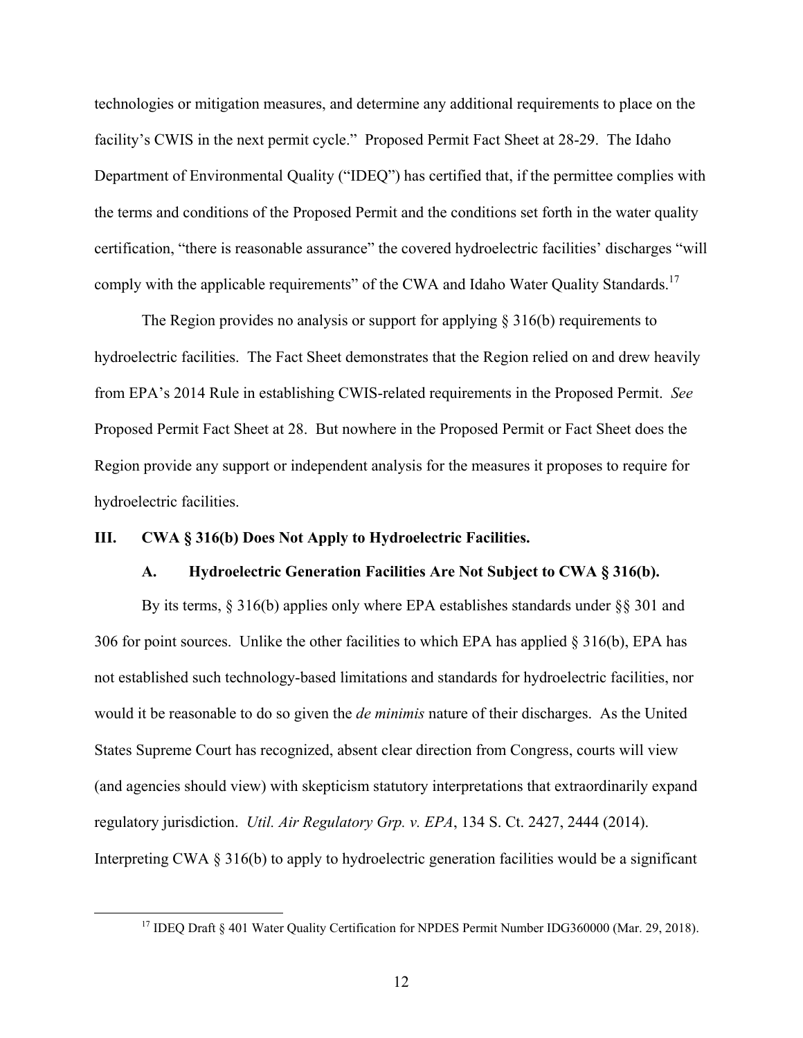technologies or mitigation measures, and determine any additional requirements to place on the facility's CWIS in the next permit cycle." Proposed Permit Fact Sheet at 28-29. The Idaho Department of Environmental Quality ("IDEQ") has certified that, if the permittee complies with the terms and conditions of the Proposed Permit and the conditions set forth in the water quality certification, "there is reasonable assurance" the covered hydroelectric facilities' discharges "will comply with the applicable requirements" of the CWA and Idaho Water Quality Standards.[17]

The Region provides no analysis or support for applying § 316(b) requirements to hydroelectric facilities. The Fact Sheet demonstrates that the Region relied on and drew heavily from EPA's 2014 Rule in establishing CWIS-related requirements in the Proposed Permit. *See* Proposed Permit Fact Sheet at 28. But nowhere in the Proposed Permit or Fact Sheet does the Region provide any support or independent analysis for the measures it proposes to require for hydroelectric facilities.

## III. CWA § 316(b) Does Not Apply to Hydroelectric Facilities.

### A. Hydroelectric Generation Facilities Are Not Subject to CWA § 316(b).

By its terms, § 316(b) applies only where EPA establishes standards under §§ 301 and 306 for point sources. Unlike the other facilities to which EPA has applied § 316(b), EPA has not established such technology-based limitations and standards for hydroelectric facilities, nor would it be reasonable to do so given the *de minimis* nature of their discharges. As the United States Supreme Court has recognized, absent clear direction from Congress, courts will view (and agencies should view) with skepticism statutory interpretations that extraordinarily expand regulatory jurisdiction. *Util. Air Regulatory Grp. v. EPA*, 134 S. Ct. 2427, 2444 (2014). Interpreting CWA § 316(b) to apply to hydroelectric generation facilities would be a significant

[17] IDEQ Draft § 401 Water Quality Certification for NPDES Permit Number IDG360000 (Mar. 29, 2018).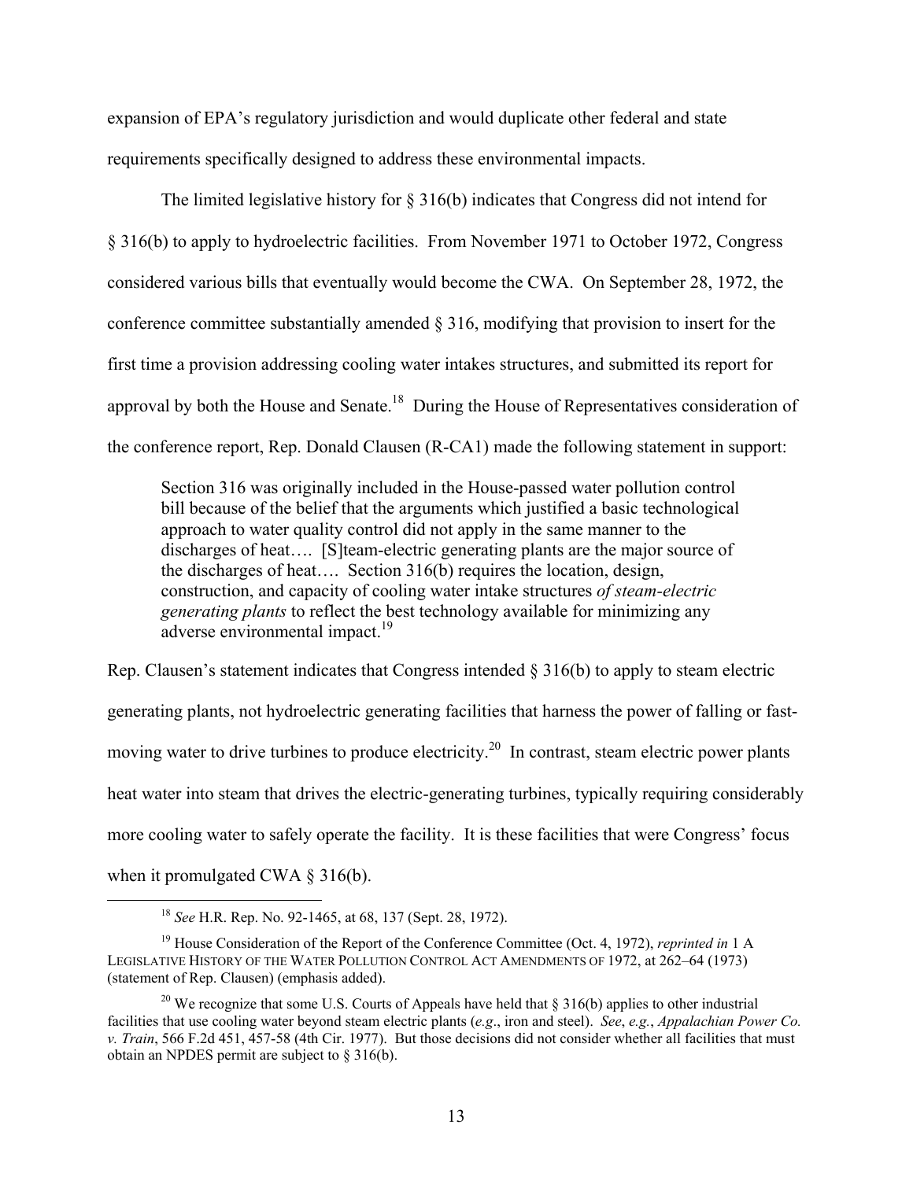expansion of EPA's regulatory jurisdiction and would duplicate other federal and state requirements specifically designed to address these environmental impacts.

The limited legislative history for § 316(b) indicates that Congress did not intend for § 316(b) to apply to hydroelectric facilities. From November 1971 to October 1972, Congress considered various bills that eventually would become the CWA. On September 28, 1972, the conference committee substantially amended § 316, modifying that provision to insert for the first time a provision addressing cooling water intakes structures, and submitted its report for approval by both the House and Senate.[18] During the House of Representatives consideration of the conference report, Rep. Donald Clausen (R-CA1) made the following statement in support:

> Section 316 was originally included in the House-passed water pollution control bill because of the belief that the arguments which justified a basic technological approach to water quality control did not apply in the same manner to the discharges of heat…. [S]team-electric generating plants are the major source of the discharges of heat…. Section 316(b) requires the location, design, construction, and capacity of cooling water intake structures *of steam-electric generating plants* to reflect the best technology available for minimizing any adverse environmental impact.[19]

Rep. Clausen's statement indicates that Congress intended § 316(b) to apply to steam electric generating plants, not hydroelectric generating facilities that harness the power of falling or fast-moving water to drive turbines to produce electricity.[20] In contrast, steam electric power plants heat water into steam that drives the electric-generating turbines, typically requiring considerably more cooling water to safely operate the facility. It is these facilities that were Congress' focus when it promulgated CWA § 316(b).

---

[18] *See* H.R. Rep. No. 92-1465, at 68, 137 (Sept. 28, 1972).

[19] House Consideration of the Report of the Conference Committee (Oct. 4, 1972), *reprinted in* 1 A LEGISLATIVE HISTORY OF THE WATER POLLUTION CONTROL ACT AMENDMENTS OF 1972, at 262–64 (1973) (statement of Rep. Clausen) (emphasis added).

[20] We recognize that some U.S. Courts of Appeals have held that § 316(b) applies to other industrial facilities that use cooling water beyond steam electric plants (*e.g*., iron and steel). *See*, *e.g.*, *Appalachian Power Co. v. Train*, 566 F.2d 451, 457-58 (4th Cir. 1977). But those decisions did not consider whether all facilities that must obtain an NPDES permit are subject to § 316(b).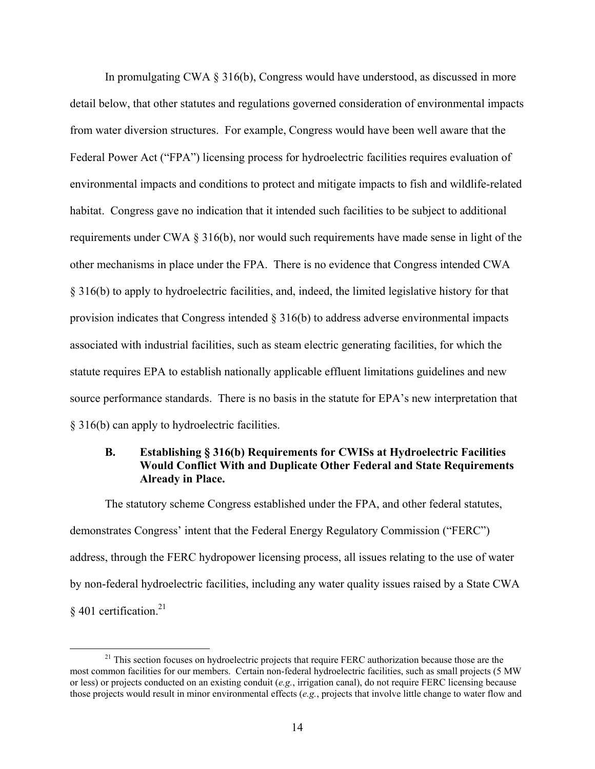In promulgating CWA § 316(b), Congress would have understood, as discussed in more detail below, that other statutes and regulations governed consideration of environmental impacts from water diversion structures. For example, Congress would have been well aware that the Federal Power Act ("FPA") licensing process for hydroelectric facilities requires evaluation of environmental impacts and conditions to protect and mitigate impacts to fish and wildlife-related habitat. Congress gave no indication that it intended such facilities to be subject to additional requirements under CWA § 316(b), nor would such requirements have made sense in light of the other mechanisms in place under the FPA. There is no evidence that Congress intended CWA § 316(b) to apply to hydroelectric facilities, and, indeed, the limited legislative history for that provision indicates that Congress intended § 316(b) to address adverse environmental impacts associated with industrial facilities, such as steam electric generating facilities, for which the statute requires EPA to establish nationally applicable effluent limitations guidelines and new source performance standards. There is no basis in the statute for EPA's new interpretation that § 316(b) can apply to hydroelectric facilities.

### B. Establishing § 316(b) Requirements for CWISs at Hydroelectric Facilities Would Conflict With and Duplicate Other Federal and State Requirements Already in Place.

The statutory scheme Congress established under the FPA, and other federal statutes, demonstrates Congress' intent that the Federal Energy Regulatory Commission ("FERC") address, through the FERC hydropower licensing process, all issues relating to the use of water by non-federal hydroelectric facilities, including any water quality issues raised by a State CWA § 401 certification.[21]

---

[21] This section focuses on hydroelectric projects that require FERC authorization because those are the most common facilities for our members. Certain non-federal hydroelectric facilities, such as small projects (5 MW or less) or projects conducted on an existing conduit (*e.g.*, irrigation canal), do not require FERC licensing because those projects would result in minor environmental effects (*e.g.*, projects that involve little change to water flow and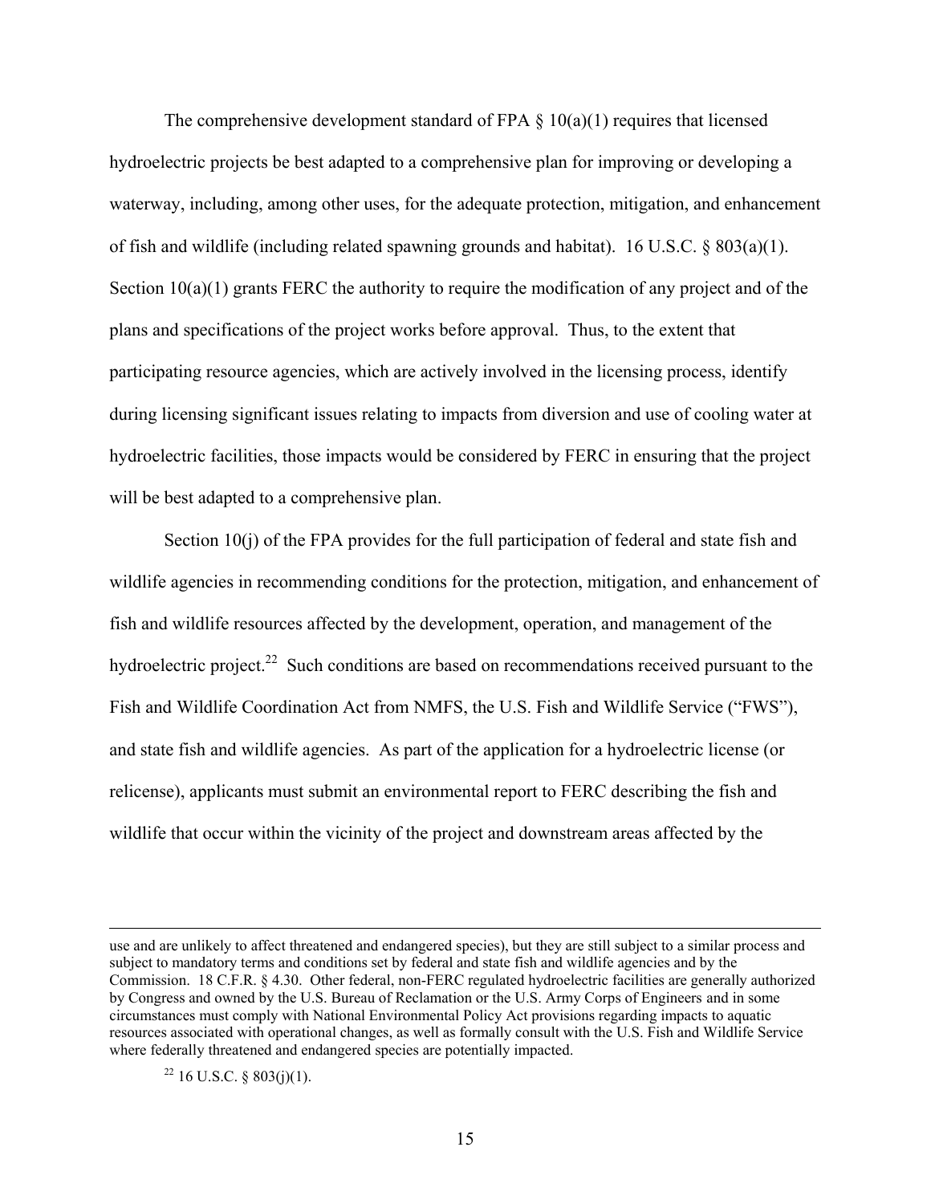The comprehensive development standard of FPA § 10(a)(1) requires that licensed hydroelectric projects be best adapted to a comprehensive plan for improving or developing a waterway, including, among other uses, for the adequate protection, mitigation, and enhancement of fish and wildlife (including related spawning grounds and habitat). 16 U.S.C. § 803(a)(1). Section 10(a)(1) grants FERC the authority to require the modification of any project and of the plans and specifications of the project works before approval. Thus, to the extent that participating resource agencies, which are actively involved in the licensing process, identify during licensing significant issues relating to impacts from diversion and use of cooling water at hydroelectric facilities, those impacts would be considered by FERC in ensuring that the project will be best adapted to a comprehensive plan.

Section 10(j) of the FPA provides for the full participation of federal and state fish and wildlife agencies in recommending conditions for the protection, mitigation, and enhancement of fish and wildlife resources affected by the development, operation, and management of the hydroelectric project.[22] Such conditions are based on recommendations received pursuant to the Fish and Wildlife Coordination Act from NMFS, the U.S. Fish and Wildlife Service ("FWS"), and state fish and wildlife agencies. As part of the application for a hydroelectric license (or relicense), applicants must submit an environmental report to FERC describing the fish and wildlife that occur within the vicinity of the project and downstream areas affected by the

---

use and are unlikely to affect threatened and endangered species), but they are still subject to a similar process and subject to mandatory terms and conditions set by federal and state fish and wildlife agencies and by the Commission. 18 C.F.R. § 4.30. Other federal, non-FERC regulated hydroelectric facilities are generally authorized by Congress and owned by the U.S. Bureau of Reclamation or the U.S. Army Corps of Engineers and in some circumstances must comply with National Environmental Policy Act provisions regarding impacts to aquatic resources associated with operational changes, as well as formally consult with the U.S. Fish and Wildlife Service where federally threatened and endangered species are potentially impacted.

[22] 16 U.S.C. § 803(j)(1).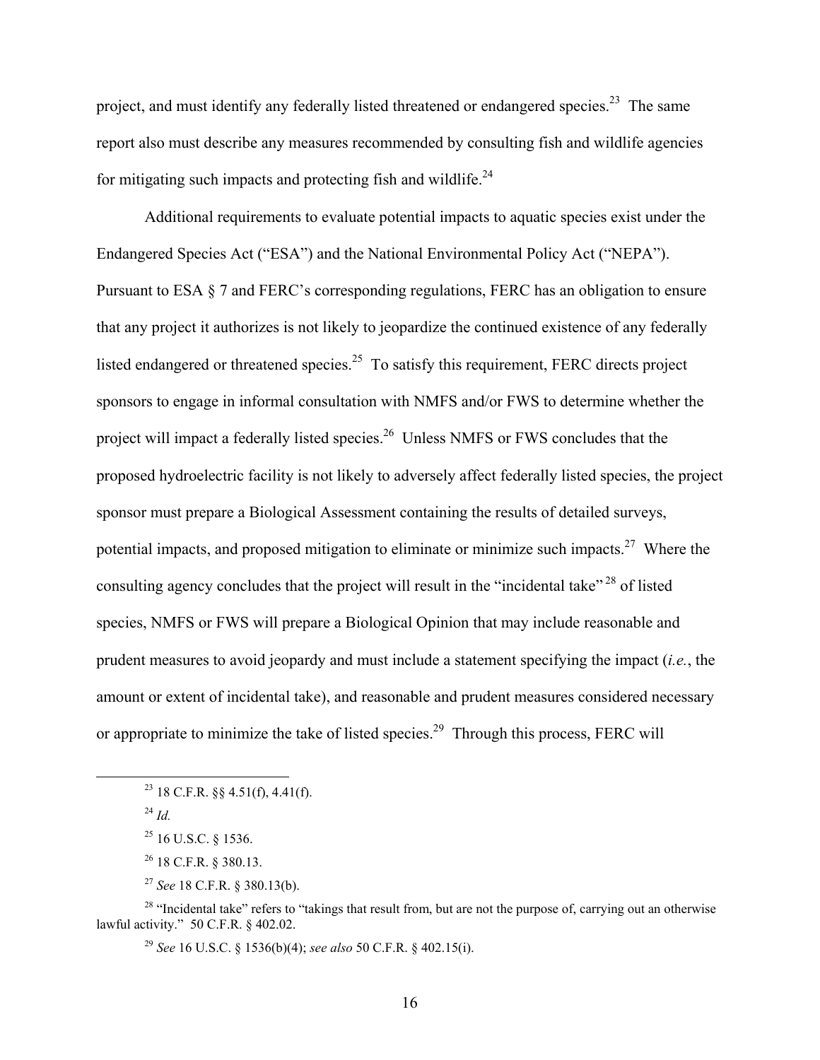project, and must identify any federally listed threatened or endangered species.[23] The same report also must describe any measures recommended by consulting fish and wildlife agencies for mitigating such impacts and protecting fish and wildlife.[24]

Additional requirements to evaluate potential impacts to aquatic species exist under the Endangered Species Act ("ESA") and the National Environmental Policy Act ("NEPA"). Pursuant to ESA § 7 and FERC's corresponding regulations, FERC has an obligation to ensure that any project it authorizes is not likely to jeopardize the continued existence of any federally listed endangered or threatened species.[25] To satisfy this requirement, FERC directs project sponsors to engage in informal consultation with NMFS and/or FWS to determine whether the project will impact a federally listed species.[26] Unless NMFS or FWS concludes that the proposed hydroelectric facility is not likely to adversely affect federally listed species, the project sponsor must prepare a Biological Assessment containing the results of detailed surveys, potential impacts, and proposed mitigation to eliminate or minimize such impacts.[27] Where the consulting agency concludes that the project will result in the "incidental take"[28] of listed species, NMFS or FWS will prepare a Biological Opinion that may include reasonable and prudent measures to avoid jeopardy and must include a statement specifying the impact (*i.e.*, the amount or extent of incidental take), and reasonable and prudent measures considered necessary or appropriate to minimize the take of listed species.[29] Through this process, FERC will

---

[23] 18 C.F.R. §§ 4.51(f), 4.41(f).

[24] *Id.*

[25] 16 U.S.C. § 1536.

[26] 18 C.F.R. § 380.13.

[27] *See* 18 C.F.R. § 380.13(b).

[28] "Incidental take" refers to "takings that result from, but are not the purpose of, carrying out an otherwise lawful activity." 50 C.F.R. § 402.02.

[29] *See* 16 U.S.C. § 1536(b)(4); *see also* 50 C.F.R. § 402.15(i).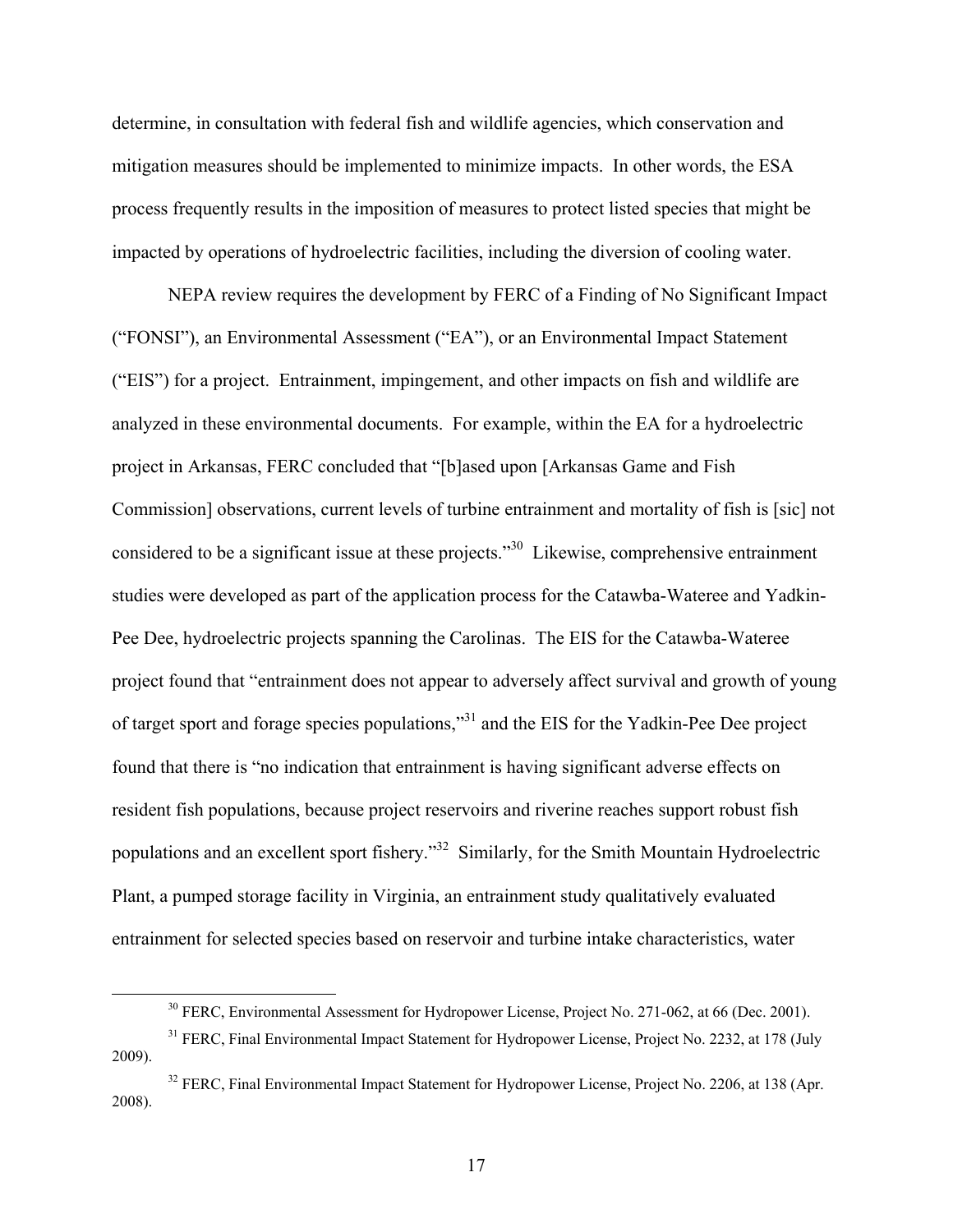determine, in consultation with federal fish and wildlife agencies, which conservation and mitigation measures should be implemented to minimize impacts. In other words, the ESA process frequently results in the imposition of measures to protect listed species that might be impacted by operations of hydroelectric facilities, including the diversion of cooling water.

NEPA review requires the development by FERC of a Finding of No Significant Impact ("FONSI"), an Environmental Assessment ("EA"), or an Environmental Impact Statement ("EIS") for a project. Entrainment, impingement, and other impacts on fish and wildlife are analyzed in these environmental documents. For example, within the EA for a hydroelectric project in Arkansas, FERC concluded that "[b]ased upon [Arkansas Game and Fish Commission] observations, current levels of turbine entrainment and mortality of fish is [sic] not considered to be a significant issue at these projects."[30] Likewise, comprehensive entrainment studies were developed as part of the application process for the Catawba-Wateree and Yadkin-Pee Dee, hydroelectric projects spanning the Carolinas. The EIS for the Catawba-Wateree project found that "entrainment does not appear to adversely affect survival and growth of young of target sport and forage species populations,"[31] and the EIS for the Yadkin-Pee Dee project found that there is "no indication that entrainment is having significant adverse effects on resident fish populations, because project reservoirs and riverine reaches support robust fish populations and an excellent sport fishery."[32] Similarly, for the Smith Mountain Hydroelectric Plant, a pumped storage facility in Virginia, an entrainment study qualitatively evaluated entrainment for selected species based on reservoir and turbine intake characteristics, water

[30] FERC, Environmental Assessment for Hydropower License, Project No. 271-062, at 66 (Dec. 2001).

[31] FERC, Final Environmental Impact Statement for Hydropower License, Project No. 2232, at 178 (July 2009).

[32] FERC, Final Environmental Impact Statement for Hydropower License, Project No. 2206, at 138 (Apr. 2008).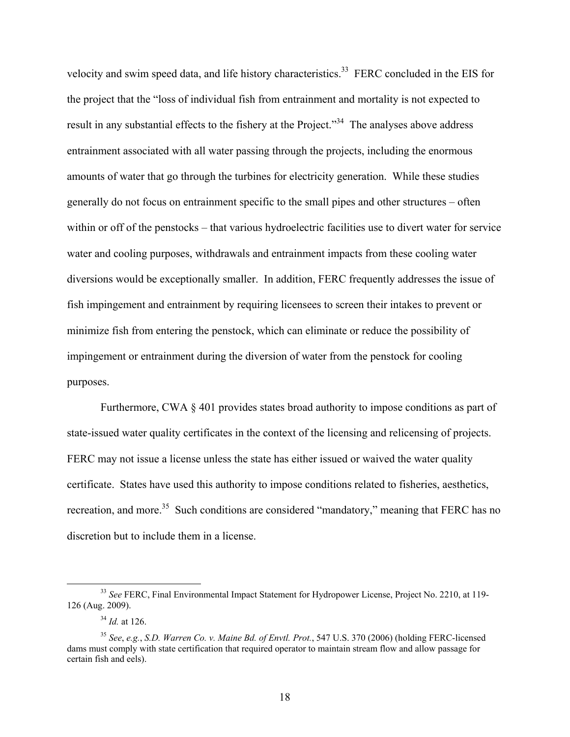velocity and swim speed data, and life history characteristics.[33] FERC concluded in the EIS for the project that the "loss of individual fish from entrainment and mortality is not expected to result in any substantial effects to the fishery at the Project."[34] The analyses above address entrainment associated with all water passing through the projects, including the enormous amounts of water that go through the turbines for electricity generation. While these studies generally do not focus on entrainment specific to the small pipes and other structures – often within or off of the penstocks – that various hydroelectric facilities use to divert water for service water and cooling purposes, withdrawals and entrainment impacts from these cooling water diversions would be exceptionally smaller. In addition, FERC frequently addresses the issue of fish impingement and entrainment by requiring licensees to screen their intakes to prevent or minimize fish from entering the penstock, which can eliminate or reduce the possibility of impingement or entrainment during the diversion of water from the penstock for cooling purposes.

Furthermore, CWA § 401 provides states broad authority to impose conditions as part of state-issued water quality certificates in the context of the licensing and relicensing of projects. FERC may not issue a license unless the state has either issued or waived the water quality certificate. States have used this authority to impose conditions related to fisheries, aesthetics, recreation, and more.[35] Such conditions are considered "mandatory," meaning that FERC has no discretion but to include them in a license.

---

[33] *See* FERC, Final Environmental Impact Statement for Hydropower License, Project No. 2210, at 119-126 (Aug. 2009).

[34] *Id.* at 126.

[35] *See*, *e.g.*, *S.D. Warren Co. v. Maine Bd. of Envtl. Prot.*, 547 U.S. 370 (2006) (holding FERC-licensed dams must comply with state certification that required operator to maintain stream flow and allow passage for certain fish and eels).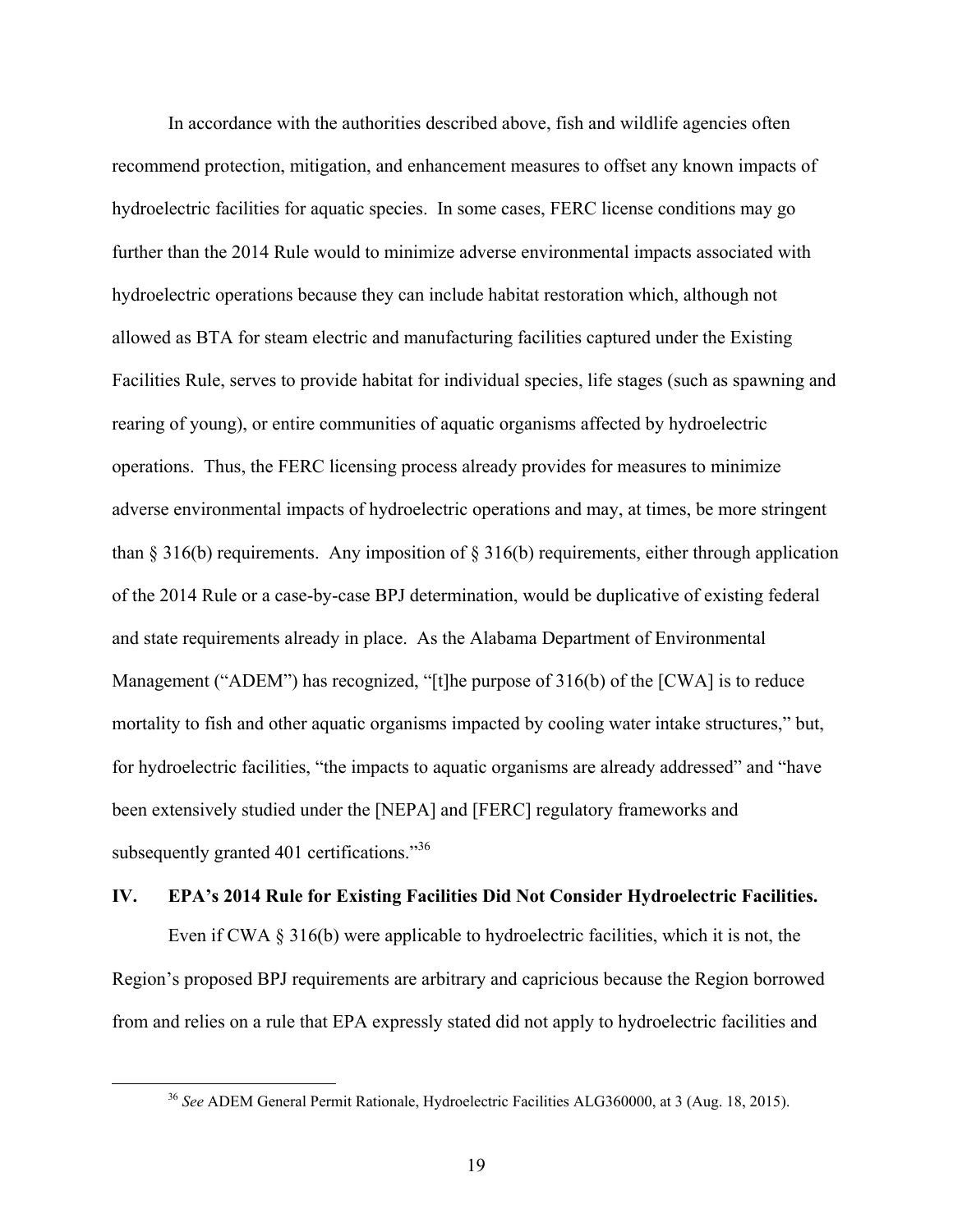In accordance with the authorities described above, fish and wildlife agencies often recommend protection, mitigation, and enhancement measures to offset any known impacts of hydroelectric facilities for aquatic species. In some cases, FERC license conditions may go further than the 2014 Rule would to minimize adverse environmental impacts associated with hydroelectric operations because they can include habitat restoration which, although not allowed as BTA for steam electric and manufacturing facilities captured under the Existing Facilities Rule, serves to provide habitat for individual species, life stages (such as spawning and rearing of young), or entire communities of aquatic organisms affected by hydroelectric operations. Thus, the FERC licensing process already provides for measures to minimize adverse environmental impacts of hydroelectric operations and may, at times, be more stringent than § 316(b) requirements. Any imposition of § 316(b) requirements, either through application of the 2014 Rule or a case-by-case BPJ determination, would be duplicative of existing federal and state requirements already in place. As the Alabama Department of Environmental Management ("ADEM") has recognized, "[t]he purpose of 316(b) of the [CWA] is to reduce mortality to fish and other aquatic organisms impacted by cooling water intake structures," but, for hydroelectric facilities, "the impacts to aquatic organisms are already addressed" and "have been extensively studied under the [NEPA] and [FERC] regulatory frameworks and subsequently granted 401 certifications."[36]

## IV. EPA's 2014 Rule for Existing Facilities Did Not Consider Hydroelectric Facilities.

Even if CWA § 316(b) were applicable to hydroelectric facilities, which it is not, the Region's proposed BPJ requirements are arbitrary and capricious because the Region borrowed from and relies on a rule that EPA expressly stated did not apply to hydroelectric facilities and

---

[36] *See* ADEM General Permit Rationale, Hydroelectric Facilities ALG360000, at 3 (Aug. 18, 2015).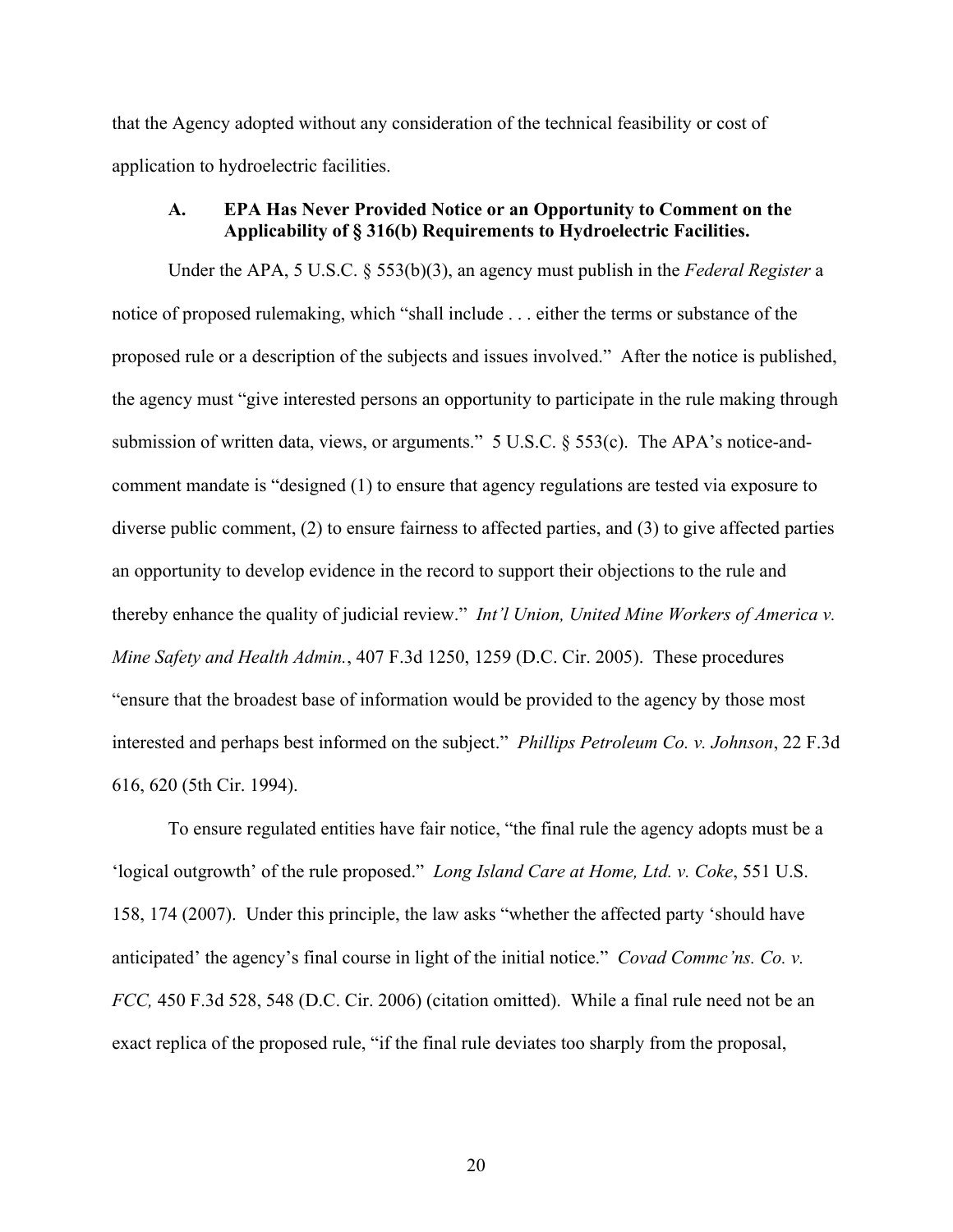that the Agency adopted without any consideration of the technical feasibility or cost of application to hydroelectric facilities.

### A. EPA Has Never Provided Notice or an Opportunity to Comment on the Applicability of § 316(b) Requirements to Hydroelectric Facilities.

Under the APA, 5 U.S.C. § 553(b)(3), an agency must publish in the *Federal Register* a notice of proposed rulemaking, which "shall include . . . either the terms or substance of the proposed rule or a description of the subjects and issues involved." After the notice is published, the agency must "give interested persons an opportunity to participate in the rule making through submission of written data, views, or arguments." 5 U.S.C. § 553(c). The APA's notice-and-comment mandate is "designed (1) to ensure that agency regulations are tested via exposure to diverse public comment, (2) to ensure fairness to affected parties, and (3) to give affected parties an opportunity to develop evidence in the record to support their objections to the rule and thereby enhance the quality of judicial review." *Int'l Union, United Mine Workers of America v. Mine Safety and Health Admin.*, 407 F.3d 1250, 1259 (D.C. Cir. 2005). These procedures "ensure that the broadest base of information would be provided to the agency by those most interested and perhaps best informed on the subject." *Phillips Petroleum Co. v. Johnson*, 22 F.3d 616, 620 (5th Cir. 1994).

To ensure regulated entities have fair notice, "the final rule the agency adopts must be a 'logical outgrowth' of the rule proposed." *Long Island Care at Home, Ltd. v. Coke*, 551 U.S. 158, 174 (2007). Under this principle, the law asks "whether the affected party 'should have anticipated' the agency's final course in light of the initial notice." *Covad Commc'ns. Co. v. FCC,* 450 F.3d 528, 548 (D.C. Cir. 2006) (citation omitted). While a final rule need not be an exact replica of the proposed rule, "if the final rule deviates too sharply from the proposal,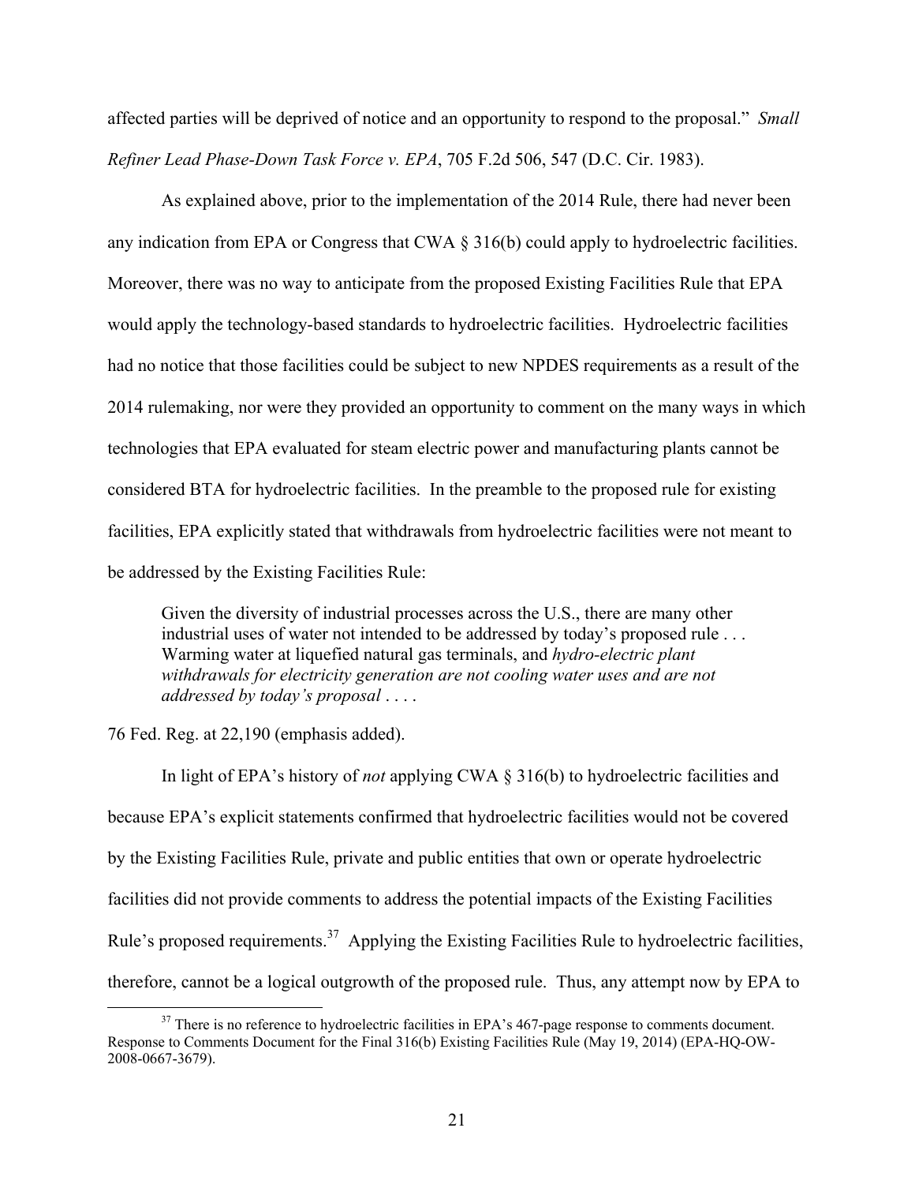affected parties will be deprived of notice and an opportunity to respond to the proposal." *Small Refiner Lead Phase-Down Task Force v. EPA*, 705 F.2d 506, 547 (D.C. Cir. 1983).

As explained above, prior to the implementation of the 2014 Rule, there had never been any indication from EPA or Congress that CWA § 316(b) could apply to hydroelectric facilities. Moreover, there was no way to anticipate from the proposed Existing Facilities Rule that EPA would apply the technology-based standards to hydroelectric facilities. Hydroelectric facilities had no notice that those facilities could be subject to new NPDES requirements as a result of the 2014 rulemaking, nor were they provided an opportunity to comment on the many ways in which technologies that EPA evaluated for steam electric power and manufacturing plants cannot be considered BTA for hydroelectric facilities. In the preamble to the proposed rule for existing facilities, EPA explicitly stated that withdrawals from hydroelectric facilities were not meant to be addressed by the Existing Facilities Rule:

> Given the diversity of industrial processes across the U.S., there are many other industrial uses of water not intended to be addressed by today's proposed rule . . . Warming water at liquefied natural gas terminals, and *hydro-electric plant withdrawals for electricity generation are not cooling water uses and are not addressed by today's proposal* . . . .

76 Fed. Reg. at 22,190 (emphasis added).

In light of EPA's history of *not* applying CWA § 316(b) to hydroelectric facilities and because EPA's explicit statements confirmed that hydroelectric facilities would not be covered by the Existing Facilities Rule, private and public entities that own or operate hydroelectric facilities did not provide comments to address the potential impacts of the Existing Facilities Rule's proposed requirements.[37] Applying the Existing Facilities Rule to hydroelectric facilities, therefore, cannot be a logical outgrowth of the proposed rule. Thus, any attempt now by EPA to

[37] There is no reference to hydroelectric facilities in EPA's 467-page response to comments document. Response to Comments Document for the Final 316(b) Existing Facilities Rule (May 19, 2014) (EPA-HQ-OW-2008-0667-3679).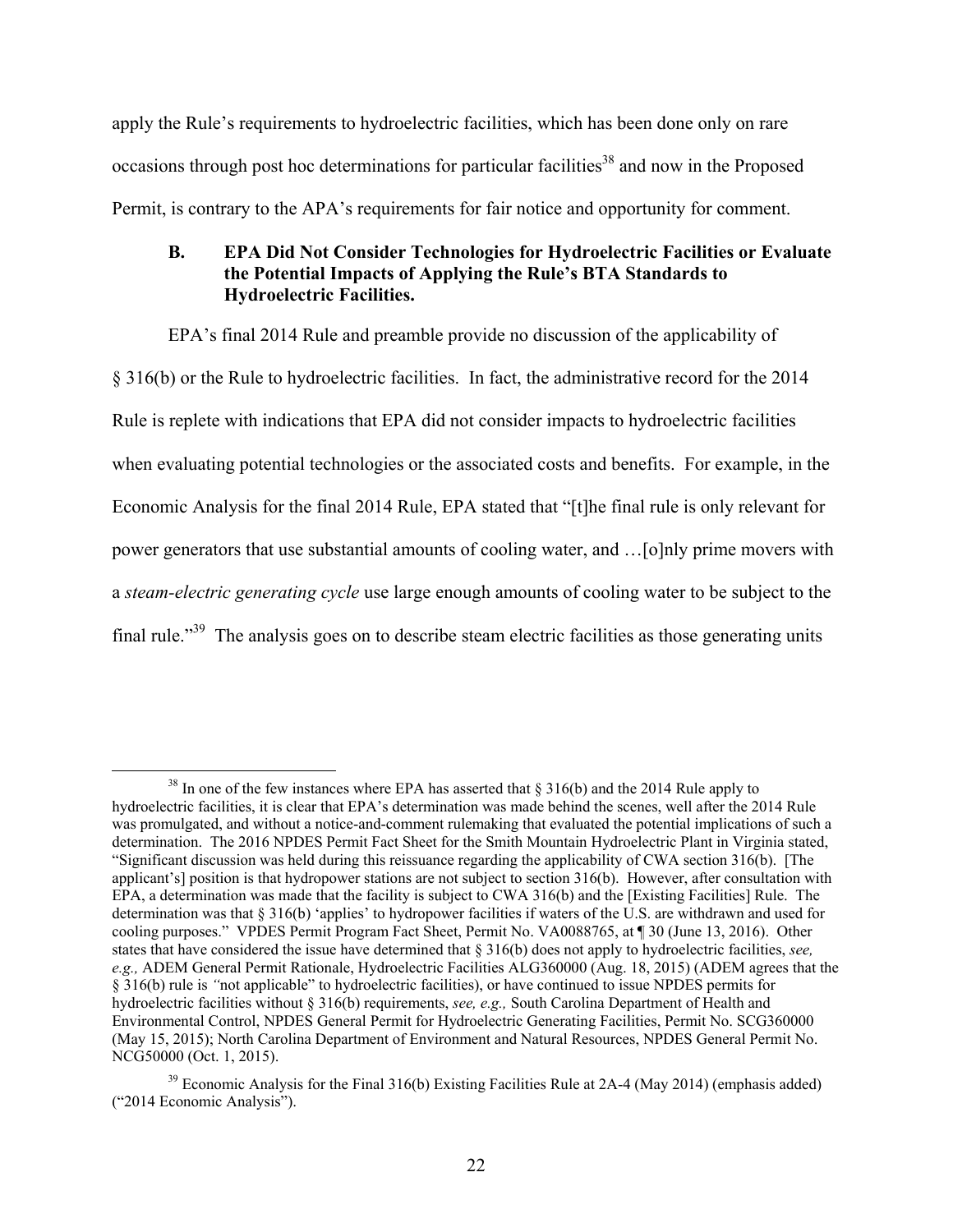apply the Rule's requirements to hydroelectric facilities, which has been done only on rare occasions through post hoc determinations for particular facilities[38] and now in the Proposed Permit, is contrary to the APA's requirements for fair notice and opportunity for comment.

### B. EPA Did Not Consider Technologies for Hydroelectric Facilities or Evaluate the Potential Impacts of Applying the Rule's BTA Standards to Hydroelectric Facilities.

EPA's final 2014 Rule and preamble provide no discussion of the applicability of § 316(b) or the Rule to hydroelectric facilities. In fact, the administrative record for the 2014 Rule is replete with indications that EPA did not consider impacts to hydroelectric facilities when evaluating potential technologies or the associated costs and benefits. For example, in the Economic Analysis for the final 2014 Rule, EPA stated that "[t]he final rule is only relevant for power generators that use substantial amounts of cooling water, and …[o]nly prime movers with a *steam-electric generating cycle* use large enough amounts of cooling water to be subject to the final rule."[39] The analysis goes on to describe steam electric facilities as those generating units

---

[38] In one of the few instances where EPA has asserted that § 316(b) and the 2014 Rule apply to hydroelectric facilities, it is clear that EPA's determination was made behind the scenes, well after the 2014 Rule was promulgated, and without a notice-and-comment rulemaking that evaluated the potential implications of such a determination. The 2016 NPDES Permit Fact Sheet for the Smith Mountain Hydroelectric Plant in Virginia stated, "Significant discussion was held during this reissuance regarding the applicability of CWA section 316(b). [The applicant's] position is that hydropower stations are not subject to section 316(b). However, after consultation with EPA, a determination was made that the facility is subject to CWA 316(b) and the [Existing Facilities] Rule. The determination was that § 316(b) 'applies' to hydropower facilities if waters of the U.S. are withdrawn and used for cooling purposes." VPDES Permit Program Fact Sheet, Permit No. VA0088765, at ¶ 30 (June 13, 2016). Other states that have considered the issue have determined that § 316(b) does not apply to hydroelectric facilities, *see, e.g.,* ADEM General Permit Rationale, Hydroelectric Facilities ALG360000 (Aug. 18, 2015) (ADEM agrees that the § 316(b) rule is "not applicable" to hydroelectric facilities), or have continued to issue NPDES permits for hydroelectric facilities without § 316(b) requirements, *see, e.g.,* South Carolina Department of Health and Environmental Control, NPDES General Permit for Hydroelectric Generating Facilities, Permit No. SCG360000 (May 15, 2015); North Carolina Department of Environment and Natural Resources, NPDES General Permit No. NCG50000 (Oct. 1, 2015).

[39] Economic Analysis for the Final 316(b) Existing Facilities Rule at 2A-4 (May 2014) (emphasis added) ("2014 Economic Analysis").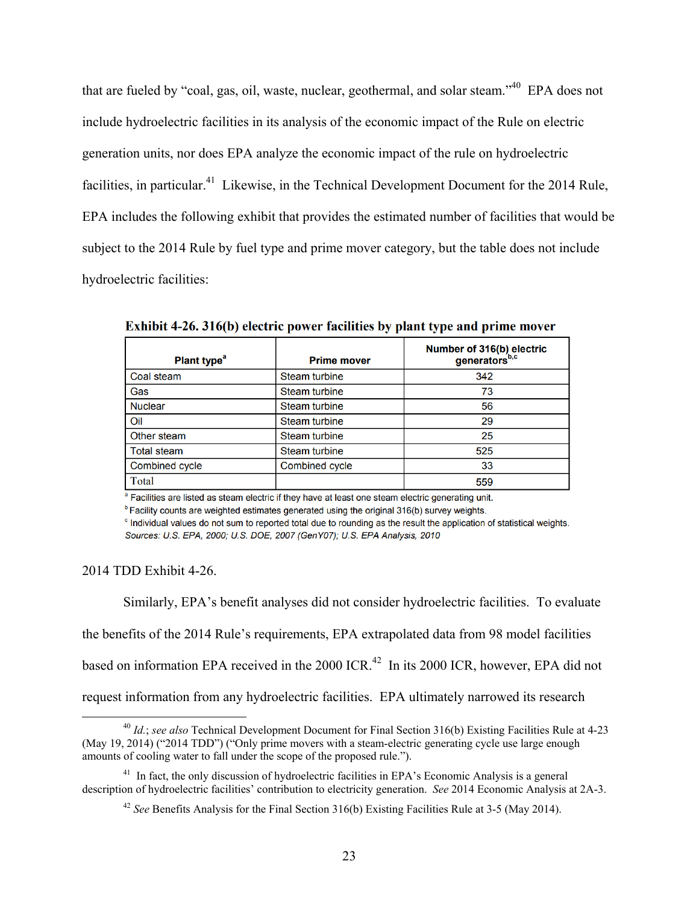that are fueled by "coal, gas, oil, waste, nuclear, geothermal, and solar steam."[40] EPA does not include hydroelectric facilities in its analysis of the economic impact of the Rule on electric generation units, nor does EPA analyze the economic impact of the rule on hydroelectric facilities, in particular.[41] Likewise, in the Technical Development Document for the 2014 Rule, EPA includes the following exhibit that provides the estimated number of facilities that would be subject to the 2014 Rule by fuel type and prime mover category, but the table does not include hydroelectric facilities:

**Exhibit 4-26. 316(b) electric power facilities by plant type and prime mover**

| Plant type[a] | Prime mover | Number of 316(b) electric generators[b,c] |
|---|---|---|
| Coal steam | Steam turbine | 342 |
| Gas | Steam turbine | 73 |
| Nuclear | Steam turbine | 56 |
| Oil | Steam turbine | 29 |
| Other steam | Steam turbine | 25 |
| Total steam | Steam turbine | 525 |
| Combined cycle | Combined cycle | 33 |
| Total | | 559 |

[a] Facilities are listed as steam electric if they have at least one steam electric generating unit.
[b] Facility counts are weighted estimates generated using the original 316(b) survey weights.
[c] Individual values do not sum to reported total due to rounding as the result the application of statistical weights.
*Sources: U.S. EPA, 2000; U.S. DOE, 2007 (GenY07); U.S. EPA Analysis, 2010*

2014 TDD Exhibit 4-26.

Similarly, EPA's benefit analyses did not consider hydroelectric facilities. To evaluate the benefits of the 2014 Rule's requirements, EPA extrapolated data from 98 model facilities based on information EPA received in the 2000 ICR.[42] In its 2000 ICR, however, EPA did not request information from any hydroelectric facilities. EPA ultimately narrowed its research

[40] *Id.*; *see also* Technical Development Document for Final Section 316(b) Existing Facilities Rule at 4-23 (May 19, 2014) ("2014 TDD") ("Only prime movers with a steam-electric generating cycle use large enough amounts of cooling water to fall under the scope of the proposed rule.").

[41] In fact, the only discussion of hydroelectric facilities in EPA's Economic Analysis is a general description of hydroelectric facilities' contribution to electricity generation. *See* 2014 Economic Analysis at 2A-3.

[42] *See* Benefits Analysis for the Final Section 316(b) Existing Facilities Rule at 3-5 (May 2014).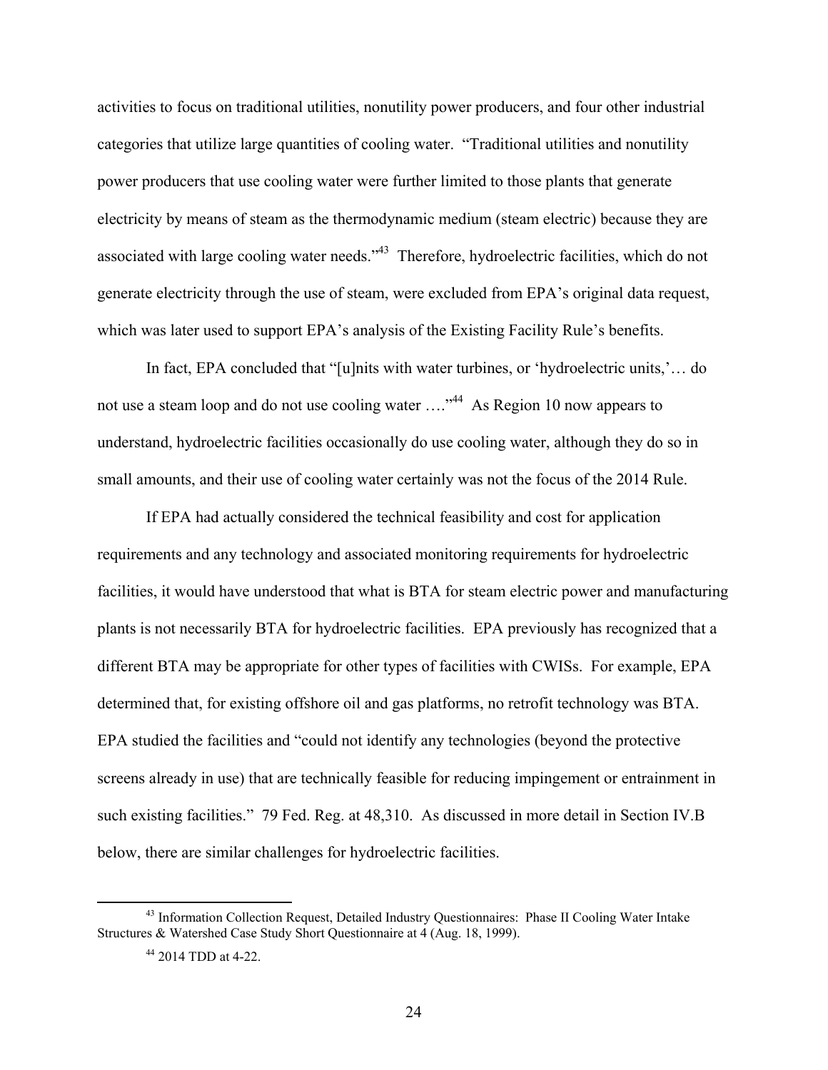activities to focus on traditional utilities, nonutility power producers, and four other industrial categories that utilize large quantities of cooling water. "Traditional utilities and nonutility power producers that use cooling water were further limited to those plants that generate electricity by means of steam as the thermodynamic medium (steam electric) because they are associated with large cooling water needs."[43] Therefore, hydroelectric facilities, which do not generate electricity through the use of steam, were excluded from EPA's original data request, which was later used to support EPA's analysis of the Existing Facility Rule's benefits.

In fact, EPA concluded that "[u]nits with water turbines, or 'hydroelectric units,'… do not use a steam loop and do not use cooling water …."[44] As Region 10 now appears to understand, hydroelectric facilities occasionally do use cooling water, although they do so in small amounts, and their use of cooling water certainly was not the focus of the 2014 Rule.

If EPA had actually considered the technical feasibility and cost for application requirements and any technology and associated monitoring requirements for hydroelectric facilities, it would have understood that what is BTA for steam electric power and manufacturing plants is not necessarily BTA for hydroelectric facilities. EPA previously has recognized that a different BTA may be appropriate for other types of facilities with CWISs. For example, EPA determined that, for existing offshore oil and gas platforms, no retrofit technology was BTA. EPA studied the facilities and "could not identify any technologies (beyond the protective screens already in use) that are technically feasible for reducing impingement or entrainment in such existing facilities." 79 Fed. Reg. at 48,310. As discussed in more detail in Section IV.B below, there are similar challenges for hydroelectric facilities.

[43] Information Collection Request, Detailed Industry Questionnaires: Phase II Cooling Water Intake Structures & Watershed Case Study Short Questionnaire at 4 (Aug. 18, 1999).

[44] 2014 TDD at 4-22.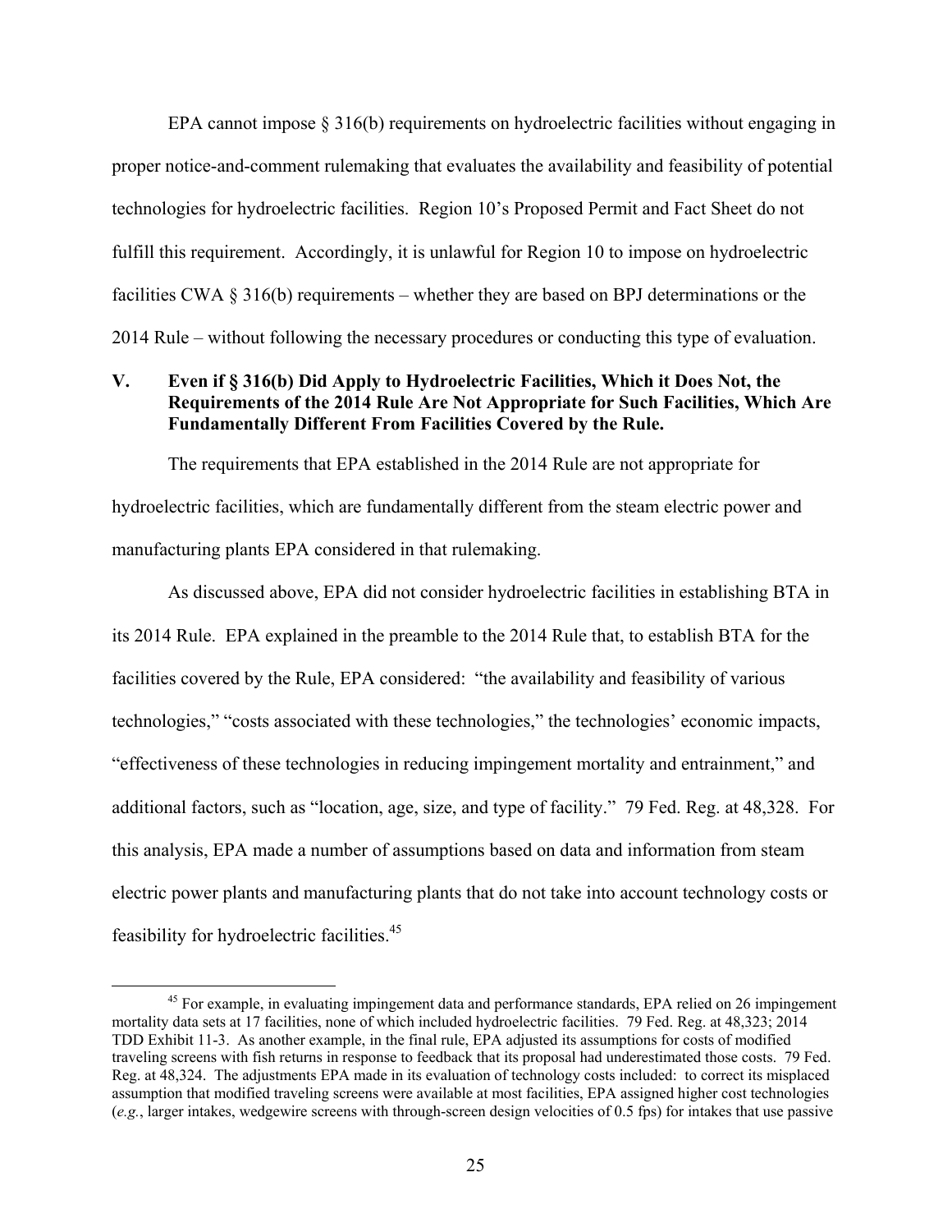EPA cannot impose § 316(b) requirements on hydroelectric facilities without engaging in proper notice-and-comment rulemaking that evaluates the availability and feasibility of potential technologies for hydroelectric facilities. Region 10's Proposed Permit and Fact Sheet do not fulfill this requirement. Accordingly, it is unlawful for Region 10 to impose on hydroelectric facilities CWA § 316(b) requirements – whether they are based on BPJ determinations or the 2014 Rule – without following the necessary procedures or conducting this type of evaluation.

## V. Even if § 316(b) Did Apply to Hydroelectric Facilities, Which it Does Not, the Requirements of the 2014 Rule Are Not Appropriate for Such Facilities, Which Are Fundamentally Different From Facilities Covered by the Rule.

The requirements that EPA established in the 2014 Rule are not appropriate for hydroelectric facilities, which are fundamentally different from the steam electric power and manufacturing plants EPA considered in that rulemaking.

As discussed above, EPA did not consider hydroelectric facilities in establishing BTA in its 2014 Rule. EPA explained in the preamble to the 2014 Rule that, to establish BTA for the facilities covered by the Rule, EPA considered: "the availability and feasibility of various technologies," "costs associated with these technologies," the technologies' economic impacts, "effectiveness of these technologies in reducing impingement mortality and entrainment," and additional factors, such as "location, age, size, and type of facility." 79 Fed. Reg. at 48,328. For this analysis, EPA made a number of assumptions based on data and information from steam electric power plants and manufacturing plants that do not take into account technology costs or feasibility for hydroelectric facilities.[45]

[45] For example, in evaluating impingement data and performance standards, EPA relied on 26 impingement mortality data sets at 17 facilities, none of which included hydroelectric facilities. 79 Fed. Reg. at 48,323; 2014 TDD Exhibit 11-3. As another example, in the final rule, EPA adjusted its assumptions for costs of modified traveling screens with fish returns in response to feedback that its proposal had underestimated those costs. 79 Fed. Reg. at 48,324. The adjustments EPA made in its evaluation of technology costs included: to correct its misplaced assumption that modified traveling screens were available at most facilities, EPA assigned higher cost technologies (*e.g.*, larger intakes, wedgewire screens with through-screen design velocities of 0.5 fps) for intakes that use passive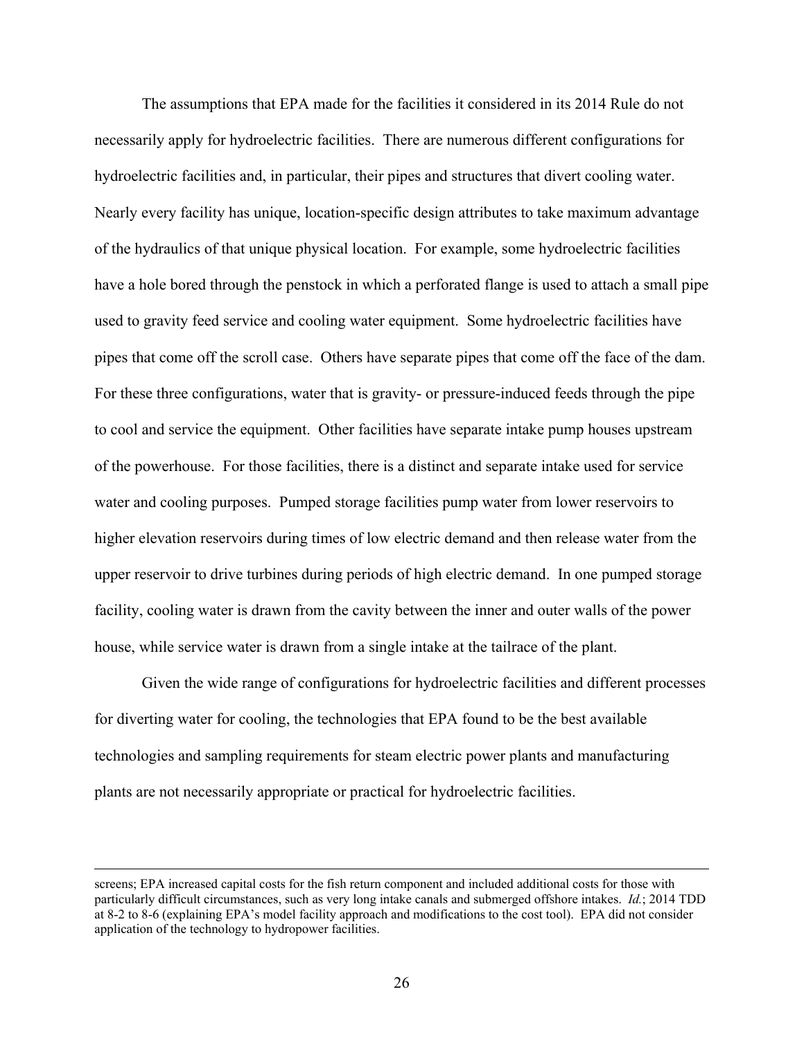The assumptions that EPA made for the facilities it considered in its 2014 Rule do not necessarily apply for hydroelectric facilities. There are numerous different configurations for hydroelectric facilities and, in particular, their pipes and structures that divert cooling water. Nearly every facility has unique, location-specific design attributes to take maximum advantage of the hydraulics of that unique physical location. For example, some hydroelectric facilities have a hole bored through the penstock in which a perforated flange is used to attach a small pipe used to gravity feed service and cooling water equipment. Some hydroelectric facilities have pipes that come off the scroll case. Others have separate pipes that come off the face of the dam. For these three configurations, water that is gravity- or pressure-induced feeds through the pipe to cool and service the equipment. Other facilities have separate intake pump houses upstream of the powerhouse. For those facilities, there is a distinct and separate intake used for service water and cooling purposes. Pumped storage facilities pump water from lower reservoirs to higher elevation reservoirs during times of low electric demand and then release water from the upper reservoir to drive turbines during periods of high electric demand. In one pumped storage facility, cooling water is drawn from the cavity between the inner and outer walls of the power house, while service water is drawn from a single intake at the tailrace of the plant.

Given the wide range of configurations for hydroelectric facilities and different processes for diverting water for cooling, the technologies that EPA found to be the best available technologies and sampling requirements for steam electric power plants and manufacturing plants are not necessarily appropriate or practical for hydroelectric facilities.

---

screens; EPA increased capital costs for the fish return component and included additional costs for those with particularly difficult circumstances, such as very long intake canals and submerged offshore intakes. *Id.*; 2014 TDD at 8-2 to 8-6 (explaining EPA's model facility approach and modifications to the cost tool). EPA did not consider application of the technology to hydropower facilities.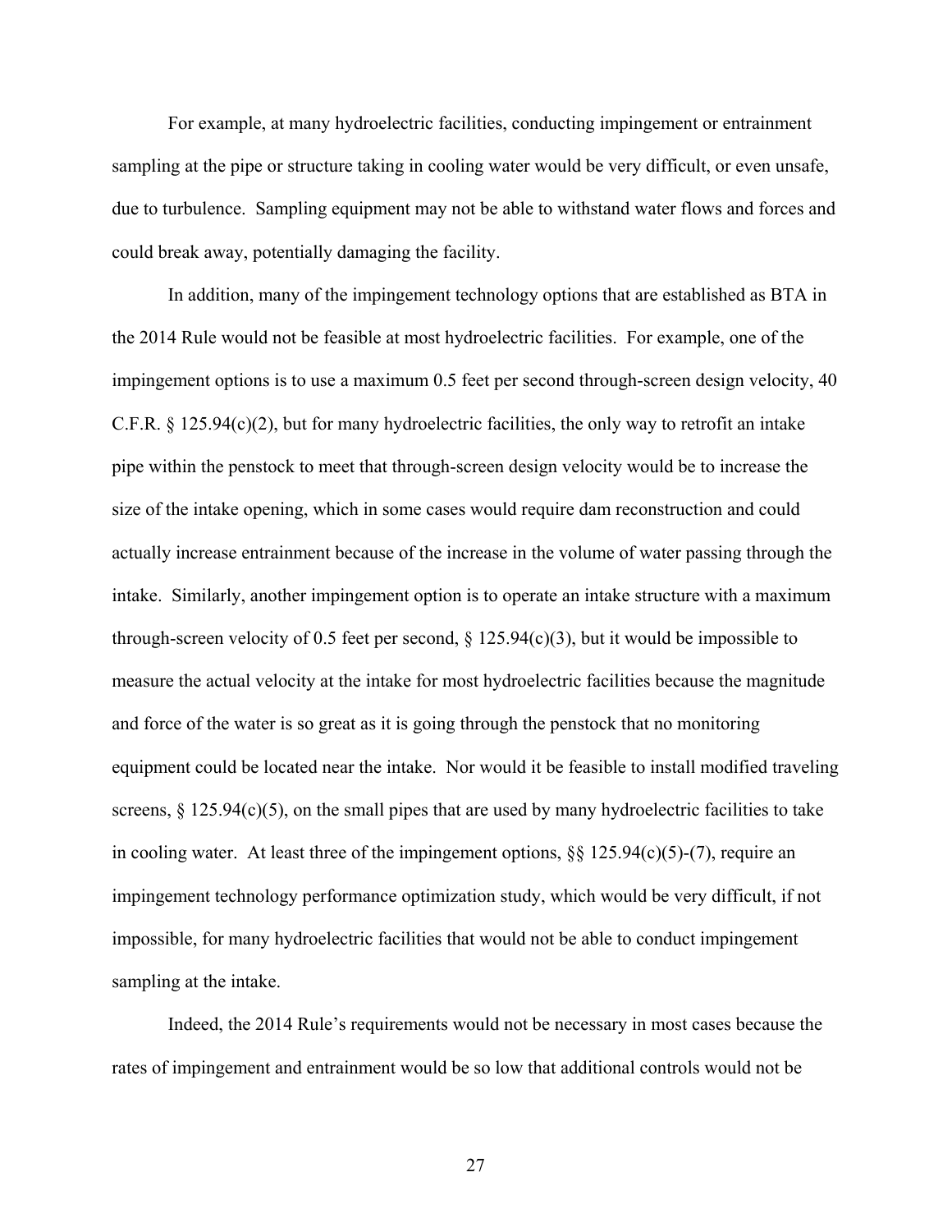For example, at many hydroelectric facilities, conducting impingement or entrainment sampling at the pipe or structure taking in cooling water would be very difficult, or even unsafe, due to turbulence. Sampling equipment may not be able to withstand water flows and forces and could break away, potentially damaging the facility.

In addition, many of the impingement technology options that are established as BTA in the 2014 Rule would not be feasible at most hydroelectric facilities. For example, one of the impingement options is to use a maximum 0.5 feet per second through-screen design velocity, 40 C.F.R. § 125.94(c)(2), but for many hydroelectric facilities, the only way to retrofit an intake pipe within the penstock to meet that through-screen design velocity would be to increase the size of the intake opening, which in some cases would require dam reconstruction and could actually increase entrainment because of the increase in the volume of water passing through the intake. Similarly, another impingement option is to operate an intake structure with a maximum through-screen velocity of 0.5 feet per second, § 125.94(c)(3), but it would be impossible to measure the actual velocity at the intake for most hydroelectric facilities because the magnitude and force of the water is so great as it is going through the penstock that no monitoring equipment could be located near the intake. Nor would it be feasible to install modified traveling screens, § 125.94(c)(5), on the small pipes that are used by many hydroelectric facilities to take in cooling water. At least three of the impingement options, §§ 125.94(c)(5)-(7), require an impingement technology performance optimization study, which would be very difficult, if not impossible, for many hydroelectric facilities that would not be able to conduct impingement sampling at the intake.

Indeed, the 2014 Rule's requirements would not be necessary in most cases because the rates of impingement and entrainment would be so low that additional controls would not be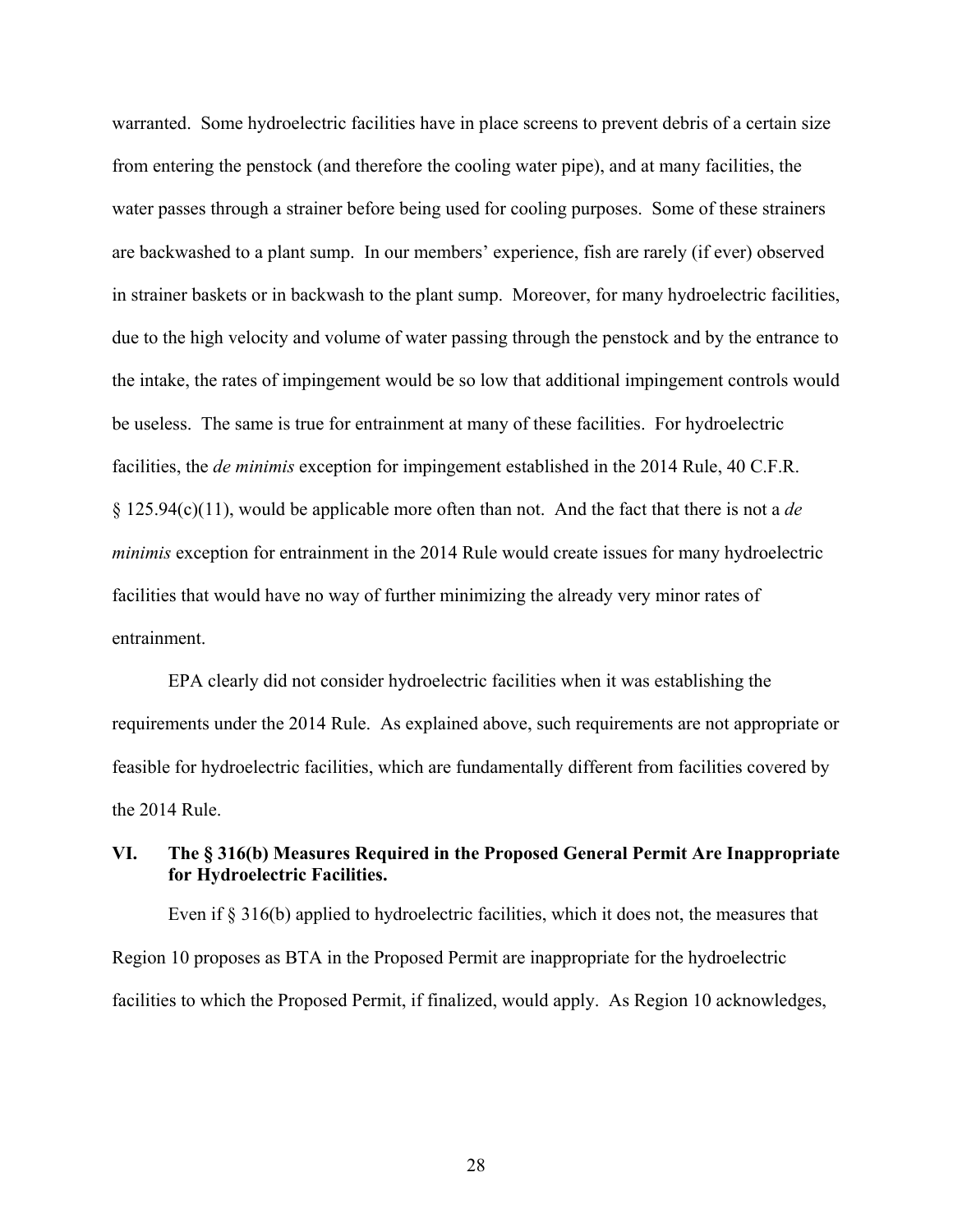warranted. Some hydroelectric facilities have in place screens to prevent debris of a certain size from entering the penstock (and therefore the cooling water pipe), and at many facilities, the water passes through a strainer before being used for cooling purposes. Some of these strainers are backwashed to a plant sump. In our members' experience, fish are rarely (if ever) observed in strainer baskets or in backwash to the plant sump. Moreover, for many hydroelectric facilities, due to the high velocity and volume of water passing through the penstock and by the entrance to the intake, the rates of impingement would be so low that additional impingement controls would be useless. The same is true for entrainment at many of these facilities. For hydroelectric facilities, the *de minimis* exception for impingement established in the 2014 Rule, 40 C.F.R. § 125.94(c)(11), would be applicable more often than not. And the fact that there is not a *de minimis* exception for entrainment in the 2014 Rule would create issues for many hydroelectric facilities that would have no way of further minimizing the already very minor rates of entrainment.

EPA clearly did not consider hydroelectric facilities when it was establishing the requirements under the 2014 Rule. As explained above, such requirements are not appropriate or feasible for hydroelectric facilities, which are fundamentally different from facilities covered by the 2014 Rule.

## VI. The § 316(b) Measures Required in the Proposed General Permit Are Inappropriate for Hydroelectric Facilities.

Even if § 316(b) applied to hydroelectric facilities, which it does not, the measures that Region 10 proposes as BTA in the Proposed Permit are inappropriate for the hydroelectric facilities to which the Proposed Permit, if finalized, would apply. As Region 10 acknowledges,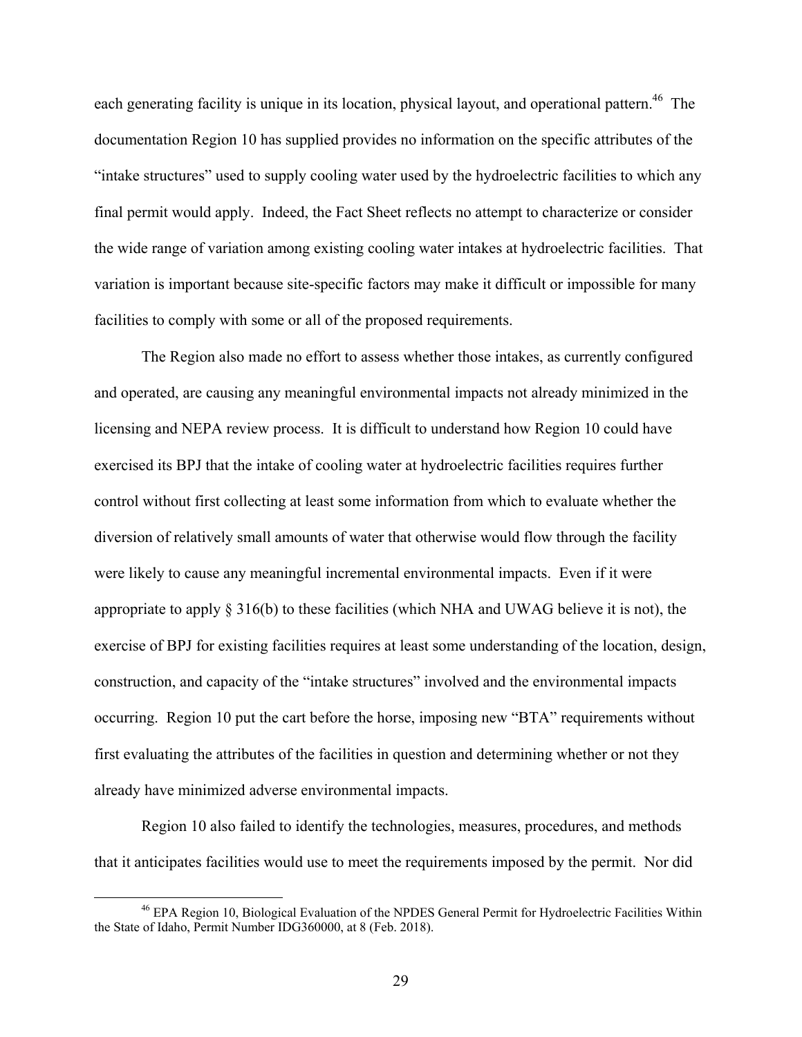each generating facility is unique in its location, physical layout, and operational pattern.[46] The documentation Region 10 has supplied provides no information on the specific attributes of the "intake structures" used to supply cooling water used by the hydroelectric facilities to which any final permit would apply. Indeed, the Fact Sheet reflects no attempt to characterize or consider the wide range of variation among existing cooling water intakes at hydroelectric facilities. That variation is important because site-specific factors may make it difficult or impossible for many facilities to comply with some or all of the proposed requirements.

The Region also made no effort to assess whether those intakes, as currently configured and operated, are causing any meaningful environmental impacts not already minimized in the licensing and NEPA review process. It is difficult to understand how Region 10 could have exercised its BPJ that the intake of cooling water at hydroelectric facilities requires further control without first collecting at least some information from which to evaluate whether the diversion of relatively small amounts of water that otherwise would flow through the facility were likely to cause any meaningful incremental environmental impacts. Even if it were appropriate to apply § 316(b) to these facilities (which NHA and UWAG believe it is not), the exercise of BPJ for existing facilities requires at least some understanding of the location, design, construction, and capacity of the "intake structures" involved and the environmental impacts occurring. Region 10 put the cart before the horse, imposing new "BTA" requirements without first evaluating the attributes of the facilities in question and determining whether or not they already have minimized adverse environmental impacts.

Region 10 also failed to identify the technologies, measures, procedures, and methods that it anticipates facilities would use to meet the requirements imposed by the permit. Nor did

[46] EPA Region 10, Biological Evaluation of the NPDES General Permit for Hydroelectric Facilities Within the State of Idaho, Permit Number IDG360000, at 8 (Feb. 2018).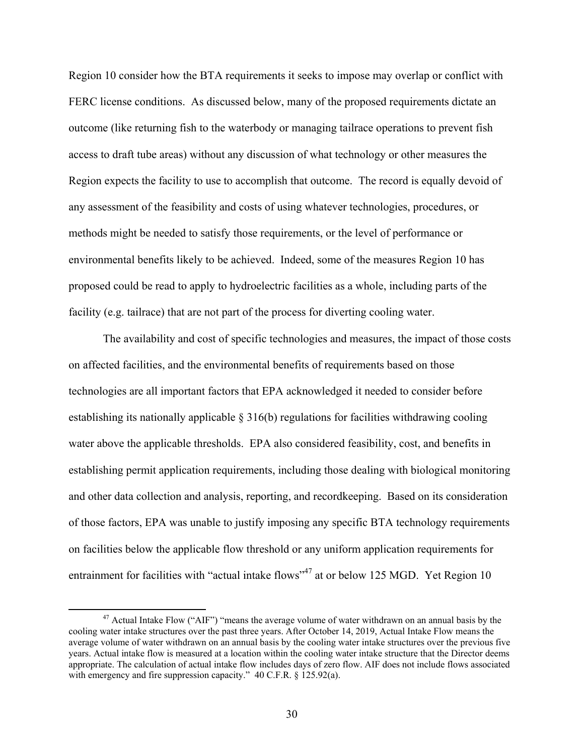Region 10 consider how the BTA requirements it seeks to impose may overlap or conflict with FERC license conditions. As discussed below, many of the proposed requirements dictate an outcome (like returning fish to the waterbody or managing tailrace operations to prevent fish access to draft tube areas) without any discussion of what technology or other measures the Region expects the facility to use to accomplish that outcome. The record is equally devoid of any assessment of the feasibility and costs of using whatever technologies, procedures, or methods might be needed to satisfy those requirements, or the level of performance or environmental benefits likely to be achieved. Indeed, some of the measures Region 10 has proposed could be read to apply to hydroelectric facilities as a whole, including parts of the facility (e.g. tailrace) that are not part of the process for diverting cooling water.

The availability and cost of specific technologies and measures, the impact of those costs on affected facilities, and the environmental benefits of requirements based on those technologies are all important factors that EPA acknowledged it needed to consider before establishing its nationally applicable § 316(b) regulations for facilities withdrawing cooling water above the applicable thresholds. EPA also considered feasibility, cost, and benefits in establishing permit application requirements, including those dealing with biological monitoring and other data collection and analysis, reporting, and recordkeeping. Based on its consideration of those factors, EPA was unable to justify imposing any specific BTA technology requirements on facilities below the applicable flow threshold or any uniform application requirements for entrainment for facilities with "actual intake flows"[47] at or below 125 MGD. Yet Region 10

[47] Actual Intake Flow ("AIF") "means the average volume of water withdrawn on an annual basis by the cooling water intake structures over the past three years. After October 14, 2019, Actual Intake Flow means the average volume of water withdrawn on an annual basis by the cooling water intake structures over the previous five years. Actual intake flow is measured at a location within the cooling water intake structure that the Director deems appropriate. The calculation of actual intake flow includes days of zero flow. AIF does not include flows associated with emergency and fire suppression capacity." 40 C.F.R. § 125.92(a).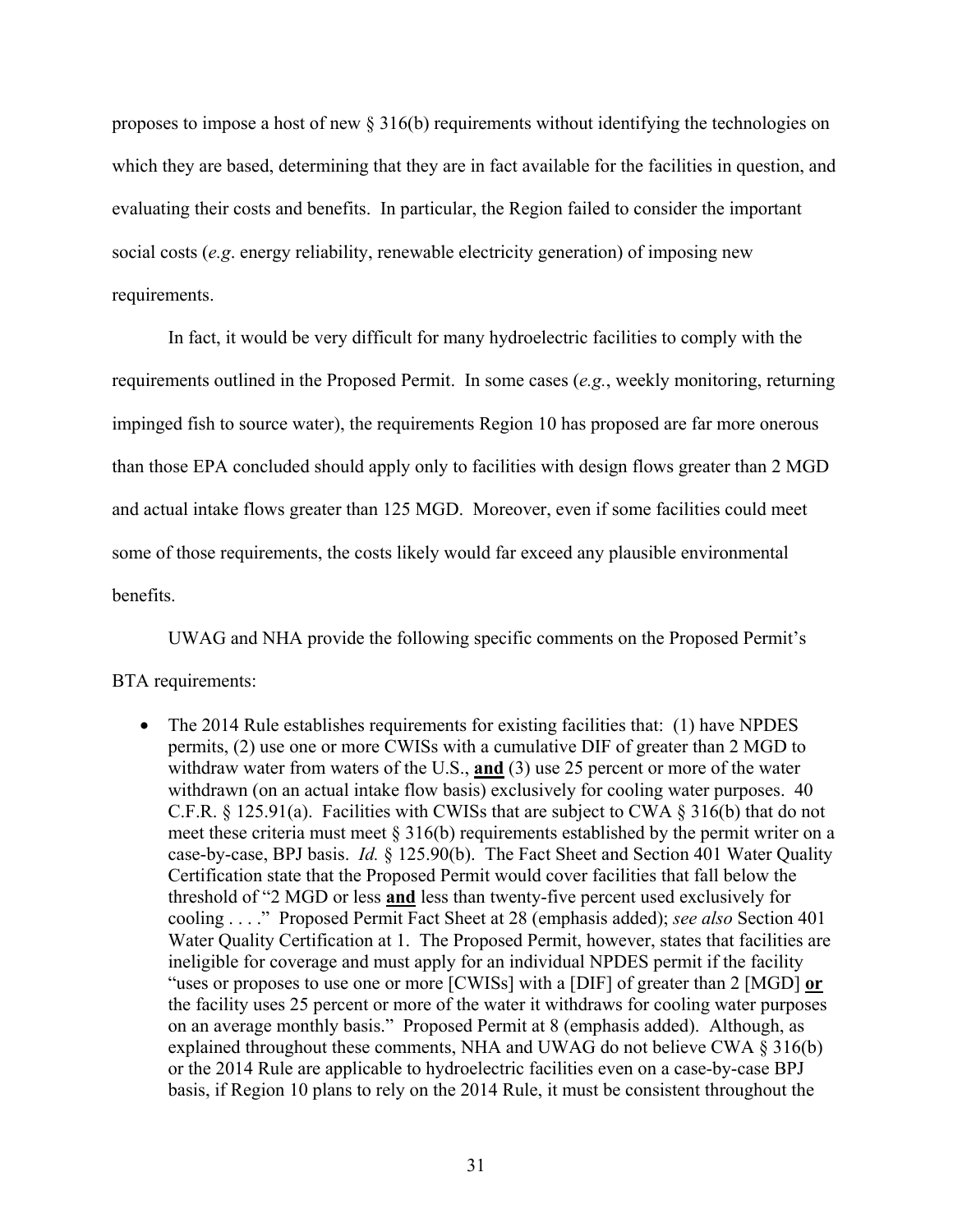proposes to impose a host of new § 316(b) requirements without identifying the technologies on which they are based, determining that they are in fact available for the facilities in question, and evaluating their costs and benefits. In particular, the Region failed to consider the important social costs (*e.g*. energy reliability, renewable electricity generation) of imposing new requirements.

In fact, it would be very difficult for many hydroelectric facilities to comply with the requirements outlined in the Proposed Permit. In some cases (*e.g.*, weekly monitoring, returning impinged fish to source water), the requirements Region 10 has proposed are far more onerous than those EPA concluded should apply only to facilities with design flows greater than 2 MGD and actual intake flows greater than 125 MGD. Moreover, even if some facilities could meet some of those requirements, the costs likely would far exceed any plausible environmental benefits.

UWAG and NHA provide the following specific comments on the Proposed Permit's BTA requirements:

- The 2014 Rule establishes requirements for existing facilities that: (1) have NPDES permits, (2) use one or more CWISs with a cumulative DIF of greater than 2 MGD to withdraw water from waters of the U.S., **<u>and</u>** (3) use 25 percent or more of the water withdrawn (on an actual intake flow basis) exclusively for cooling water purposes. 40 C.F.R. § 125.91(a). Facilities with CWISs that are subject to CWA § 316(b) that do not meet these criteria must meet § 316(b) requirements established by the permit writer on a case-by-case, BPJ basis. *Id.* § 125.90(b). The Fact Sheet and Section 401 Water Quality Certification state that the Proposed Permit would cover facilities that fall below the threshold of "2 MGD or less **<u>and</u>** less than twenty-five percent used exclusively for cooling . . . ." Proposed Permit Fact Sheet at 28 (emphasis added); *see also* Section 401 Water Quality Certification at 1. The Proposed Permit, however, states that facilities are ineligible for coverage and must apply for an individual NPDES permit if the facility "uses or proposes to use one or more [CWISs] with a [DIF] of greater than 2 [MGD] **<u>or</u>** the facility uses 25 percent or more of the water it withdraws for cooling water purposes on an average monthly basis." Proposed Permit at 8 (emphasis added). Although, as explained throughout these comments, NHA and UWAG do not believe CWA § 316(b) or the 2014 Rule are applicable to hydroelectric facilities even on a case-by-case BPJ basis, if Region 10 plans to rely on the 2014 Rule, it must be consistent throughout the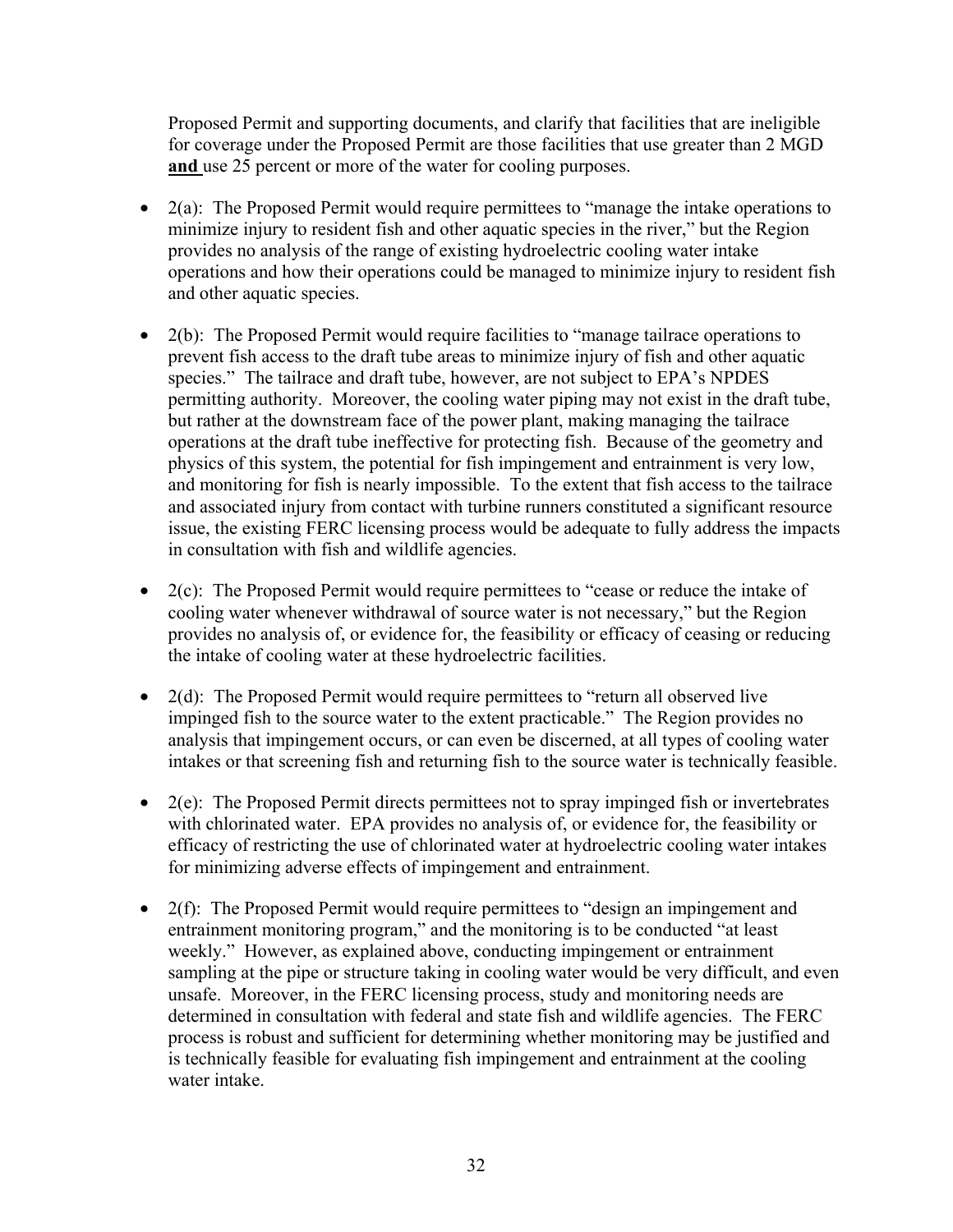Proposed Permit and supporting documents, and clarify that facilities that are ineligible for coverage under the Proposed Permit are those facilities that use greater than 2 MGD <u>**and**</u> use 25 percent or more of the water for cooling purposes.

- 2(a): The Proposed Permit would require permittees to "manage the intake operations to minimize injury to resident fish and other aquatic species in the river," but the Region provides no analysis of the range of existing hydroelectric cooling water intake operations and how their operations could be managed to minimize injury to resident fish and other aquatic species.

- 2(b): The Proposed Permit would require facilities to "manage tailrace operations to prevent fish access to the draft tube areas to minimize injury of fish and other aquatic species." The tailrace and draft tube, however, are not subject to EPA's NPDES permitting authority. Moreover, the cooling water piping may not exist in the draft tube, but rather at the downstream face of the power plant, making managing the tailrace operations at the draft tube ineffective for protecting fish. Because of the geometry and physics of this system, the potential for fish impingement and entrainment is very low, and monitoring for fish is nearly impossible. To the extent that fish access to the tailrace and associated injury from contact with turbine runners constituted a significant resource issue, the existing FERC licensing process would be adequate to fully address the impacts in consultation with fish and wildlife agencies.

- 2(c): The Proposed Permit would require permittees to "cease or reduce the intake of cooling water whenever withdrawal of source water is not necessary," but the Region provides no analysis of, or evidence for, the feasibility or efficacy of ceasing or reducing the intake of cooling water at these hydroelectric facilities.

- 2(d): The Proposed Permit would require permittees to "return all observed live impinged fish to the source water to the extent practicable." The Region provides no analysis that impingement occurs, or can even be discerned, at all types of cooling water intakes or that screening fish and returning fish to the source water is technically feasible.

- 2(e): The Proposed Permit directs permittees not to spray impinged fish or invertebrates with chlorinated water. EPA provides no analysis of, or evidence for, the feasibility or efficacy of restricting the use of chlorinated water at hydroelectric cooling water intakes for minimizing adverse effects of impingement and entrainment.

- 2(f): The Proposed Permit would require permittees to "design an impingement and entrainment monitoring program," and the monitoring is to be conducted "at least weekly." However, as explained above, conducting impingement or entrainment sampling at the pipe or structure taking in cooling water would be very difficult, and even unsafe. Moreover, in the FERC licensing process, study and monitoring needs are determined in consultation with federal and state fish and wildlife agencies. The FERC process is robust and sufficient for determining whether monitoring may be justified and is technically feasible for evaluating fish impingement and entrainment at the cooling water intake.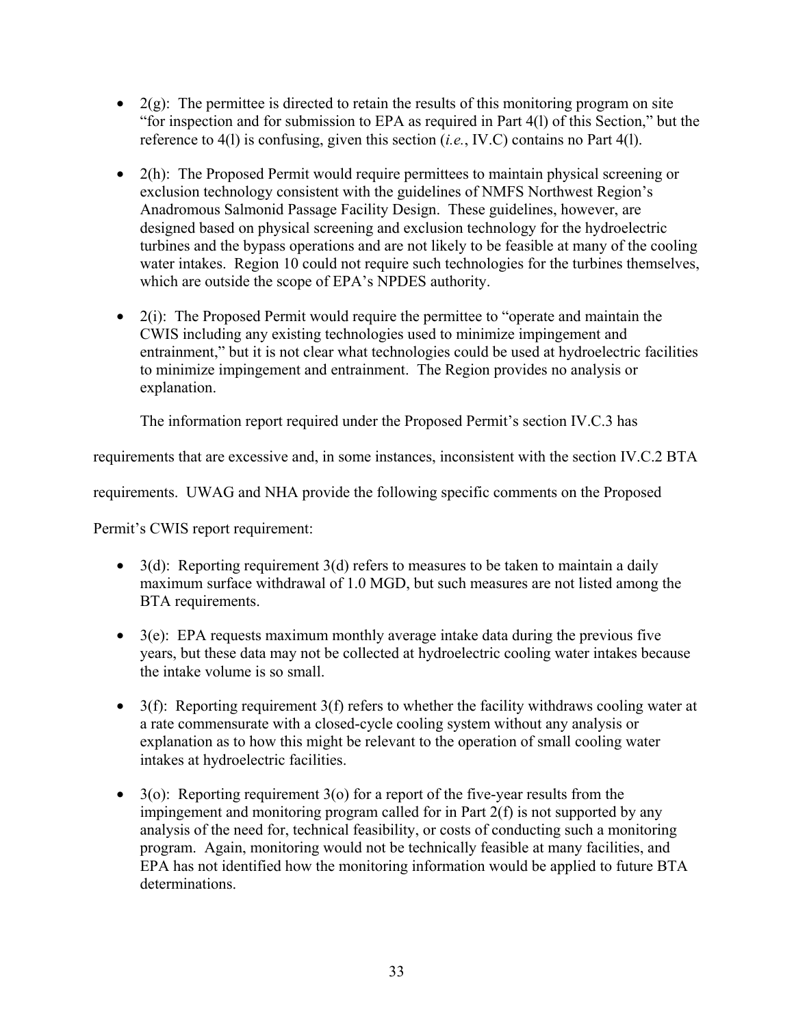- 2(g): The permittee is directed to retain the results of this monitoring program on site "for inspection and for submission to EPA as required in Part 4(l) of this Section," but the reference to 4(l) is confusing, given this section (*i.e.*, IV.C) contains no Part 4(l).

- 2(h): The Proposed Permit would require permittees to maintain physical screening or exclusion technology consistent with the guidelines of NMFS Northwest Region's Anadromous Salmonid Passage Facility Design. These guidelines, however, are designed based on physical screening and exclusion technology for the hydroelectric turbines and the bypass operations and are not likely to be feasible at many of the cooling water intakes. Region 10 could not require such technologies for the turbines themselves, which are outside the scope of EPA's NPDES authority.

- 2(i): The Proposed Permit would require the permittee to "operate and maintain the CWIS including any existing technologies used to minimize impingement and entrainment," but it is not clear what technologies could be used at hydroelectric facilities to minimize impingement and entrainment. The Region provides no analysis or explanation.

The information report required under the Proposed Permit's section IV.C.3 has requirements that are excessive and, in some instances, inconsistent with the section IV.C.2 BTA requirements. UWAG and NHA provide the following specific comments on the Proposed Permit's CWIS report requirement:

- 3(d): Reporting requirement 3(d) refers to measures to be taken to maintain a daily maximum surface withdrawal of 1.0 MGD, but such measures are not listed among the BTA requirements.

- 3(e): EPA requests maximum monthly average intake data during the previous five years, but these data may not be collected at hydroelectric cooling water intakes because the intake volume is so small.

- 3(f): Reporting requirement 3(f) refers to whether the facility withdraws cooling water at a rate commensurate with a closed-cycle cooling system without any analysis or explanation as to how this might be relevant to the operation of small cooling water intakes at hydroelectric facilities.

- 3(o): Reporting requirement 3(o) for a report of the five-year results from the impingement and monitoring program called for in Part 2(f) is not supported by any analysis of the need for, technical feasibility, or costs of conducting such a monitoring program. Again, monitoring would not be technically feasible at many facilities, and EPA has not identified how the monitoring information would be applied to future BTA determinations.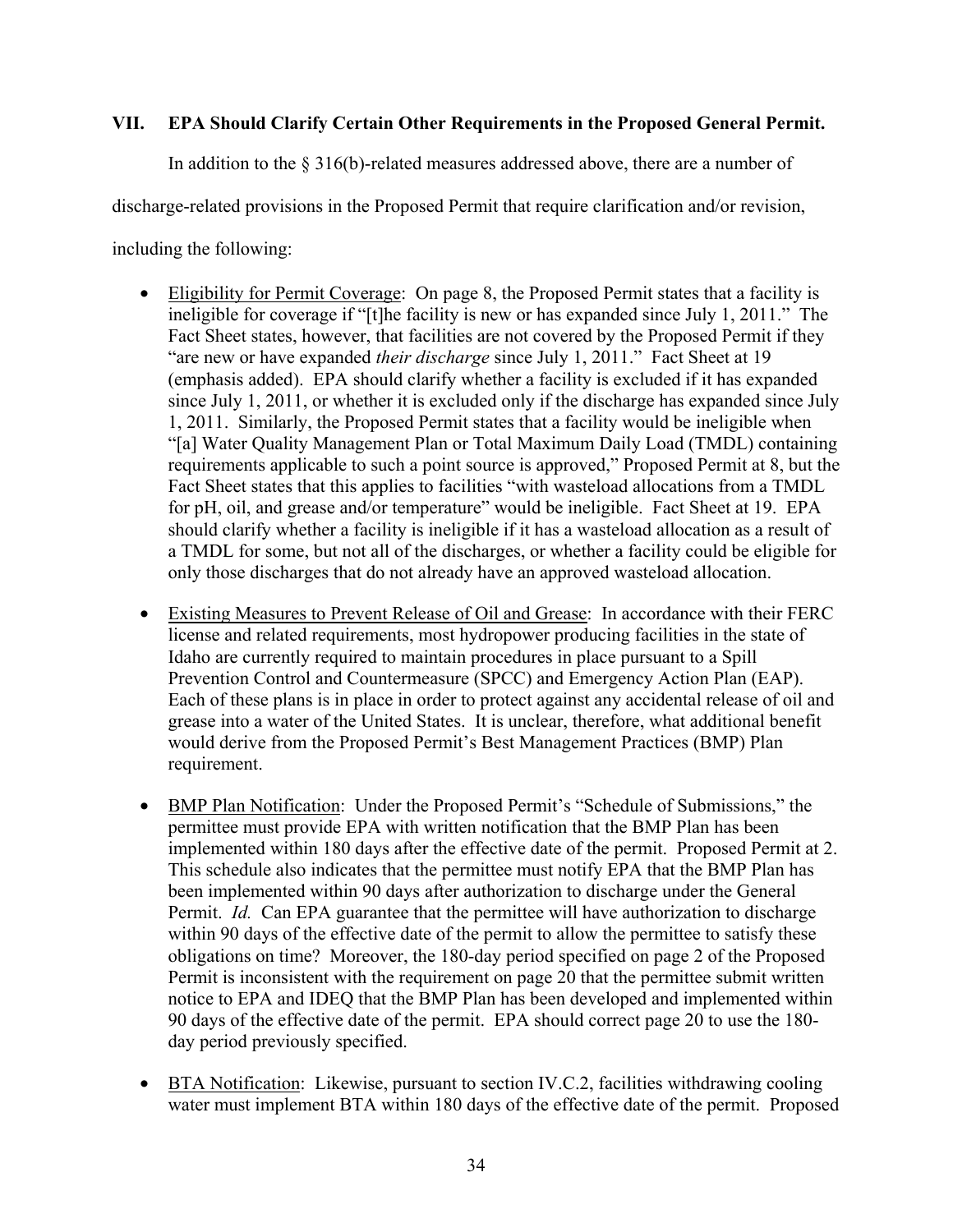## VII. EPA Should Clarify Certain Other Requirements in the Proposed General Permit.

In addition to the § 316(b)-related measures addressed above, there are a number of discharge-related provisions in the Proposed Permit that require clarification and/or revision, including the following:

- Eligibility for Permit Coverage: On page 8, the Proposed Permit states that a facility is ineligible for coverage if "[t]he facility is new or has expanded since July 1, 2011." The Fact Sheet states, however, that facilities are not covered by the Proposed Permit if they "are new or have expanded *their discharge* since July 1, 2011." Fact Sheet at 19 (emphasis added). EPA should clarify whether a facility is excluded if it has expanded since July 1, 2011, or whether it is excluded only if the discharge has expanded since July 1, 2011. Similarly, the Proposed Permit states that a facility would be ineligible when "[a] Water Quality Management Plan or Total Maximum Daily Load (TMDL) containing requirements applicable to such a point source is approved," Proposed Permit at 8, but the Fact Sheet states that this applies to facilities "with wasteload allocations from a TMDL for pH, oil, and grease and/or temperature" would be ineligible. Fact Sheet at 19. EPA should clarify whether a facility is ineligible if it has a wasteload allocation as a result of a TMDL for some, but not all of the discharges, or whether a facility could be eligible for only those discharges that do not already have an approved wasteload allocation.

- Existing Measures to Prevent Release of Oil and Grease: In accordance with their FERC license and related requirements, most hydropower producing facilities in the state of Idaho are currently required to maintain procedures in place pursuant to a Spill Prevention Control and Countermeasure (SPCC) and Emergency Action Plan (EAP). Each of these plans is in place in order to protect against any accidental release of oil and grease into a water of the United States. It is unclear, therefore, what additional benefit would derive from the Proposed Permit's Best Management Practices (BMP) Plan requirement.

- BMP Plan Notification: Under the Proposed Permit's "Schedule of Submissions," the permittee must provide EPA with written notification that the BMP Plan has been implemented within 180 days after the effective date of the permit. Proposed Permit at 2. This schedule also indicates that the permittee must notify EPA that the BMP Plan has been implemented within 90 days after authorization to discharge under the General Permit. *Id.* Can EPA guarantee that the permittee will have authorization to discharge within 90 days of the effective date of the permit to allow the permittee to satisfy these obligations on time? Moreover, the 180-day period specified on page 2 of the Proposed Permit is inconsistent with the requirement on page 20 that the permittee submit written notice to EPA and IDEQ that the BMP Plan has been developed and implemented within 90 days of the effective date of the permit. EPA should correct page 20 to use the 180-day period previously specified.

- BTA Notification: Likewise, pursuant to section IV.C.2, facilities withdrawing cooling water must implement BTA within 180 days of the effective date of the permit. Proposed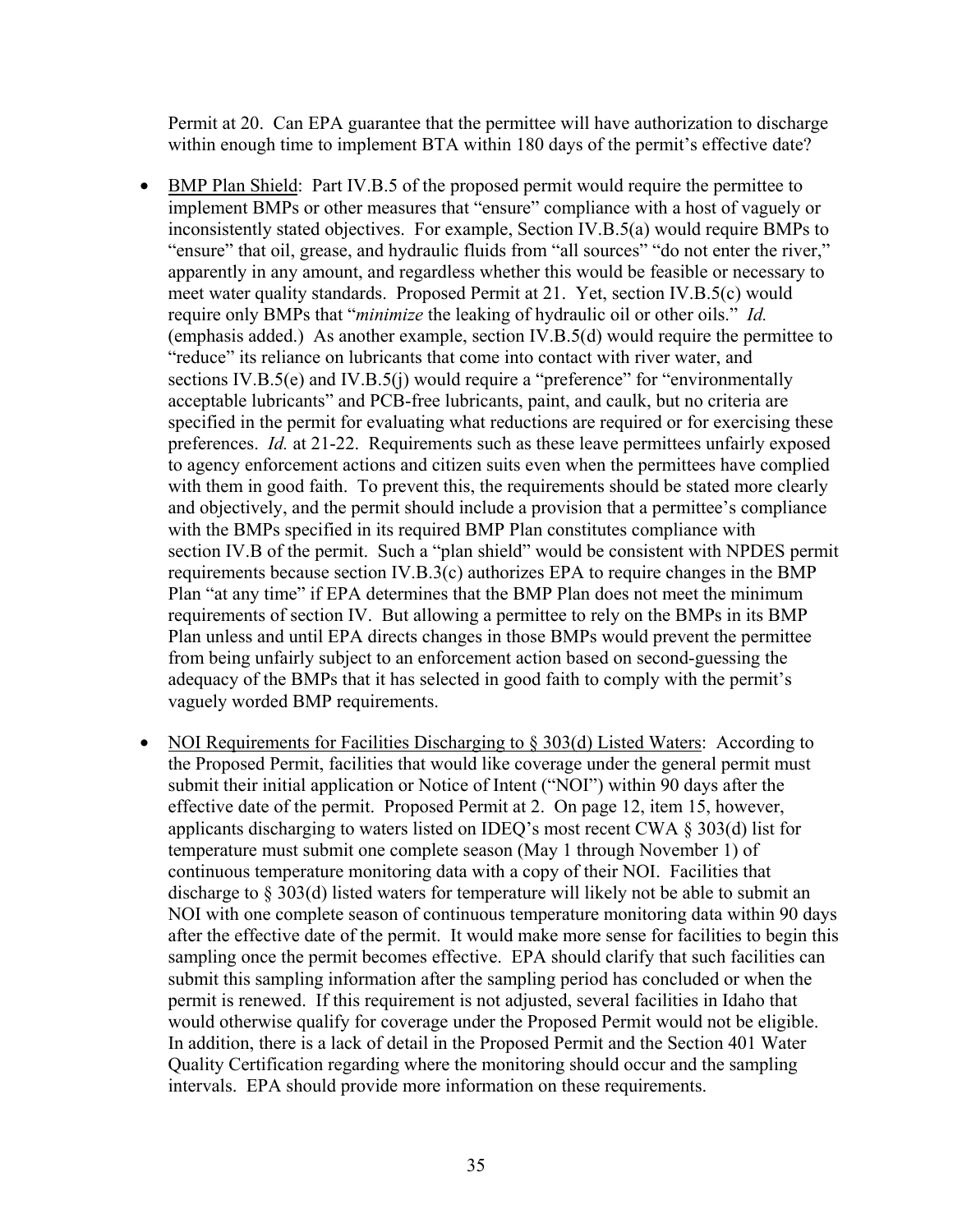Permit at 20. Can EPA guarantee that the permittee will have authorization to discharge within enough time to implement BTA within 180 days of the permit's effective date?

- BMP Plan Shield: Part IV.B.5 of the proposed permit would require the permittee to implement BMPs or other measures that "ensure" compliance with a host of vaguely or inconsistently stated objectives. For example, Section IV.B.5(a) would require BMPs to "ensure" that oil, grease, and hydraulic fluids from "all sources" "do not enter the river," apparently in any amount, and regardless whether this would be feasible or necessary to meet water quality standards. Proposed Permit at 21. Yet, section IV.B.5(c) would require only BMPs that "*minimize* the leaking of hydraulic oil or other oils." *Id.* (emphasis added.) As another example, section IV.B.5(d) would require the permittee to "reduce" its reliance on lubricants that come into contact with river water, and sections IV.B.5(e) and IV.B.5(j) would require a "preference" for "environmentally acceptable lubricants" and PCB-free lubricants, paint, and caulk, but no criteria are specified in the permit for evaluating what reductions are required or for exercising these preferences. *Id.* at 21-22. Requirements such as these leave permittees unfairly exposed to agency enforcement actions and citizen suits even when the permittees have complied with them in good faith. To prevent this, the requirements should be stated more clearly and objectively, and the permit should include a provision that a permittee's compliance with the BMPs specified in its required BMP Plan constitutes compliance with section IV.B of the permit. Such a "plan shield" would be consistent with NPDES permit requirements because section IV.B.3(c) authorizes EPA to require changes in the BMP Plan "at any time" if EPA determines that the BMP Plan does not meet the minimum requirements of section IV. But allowing a permittee to rely on the BMPs in its BMP Plan unless and until EPA directs changes in those BMPs would prevent the permittee from being unfairly subject to an enforcement action based on second-guessing the adequacy of the BMPs that it has selected in good faith to comply with the permit's vaguely worded BMP requirements.

- NOI Requirements for Facilities Discharging to § 303(d) Listed Waters: According to the Proposed Permit, facilities that would like coverage under the general permit must submit their initial application or Notice of Intent ("NOI") within 90 days after the effective date of the permit. Proposed Permit at 2. On page 12, item 15, however, applicants discharging to waters listed on IDEQ's most recent CWA § 303(d) list for temperature must submit one complete season (May 1 through November 1) of continuous temperature monitoring data with a copy of their NOI. Facilities that discharge to § 303(d) listed waters for temperature will likely not be able to submit an NOI with one complete season of continuous temperature monitoring data within 90 days after the effective date of the permit. It would make more sense for facilities to begin this sampling once the permit becomes effective. EPA should clarify that such facilities can submit this sampling information after the sampling period has concluded or when the permit is renewed. If this requirement is not adjusted, several facilities in Idaho that would otherwise qualify for coverage under the Proposed Permit would not be eligible. In addition, there is a lack of detail in the Proposed Permit and the Section 401 Water Quality Certification regarding where the monitoring should occur and the sampling intervals. EPA should provide more information on these requirements.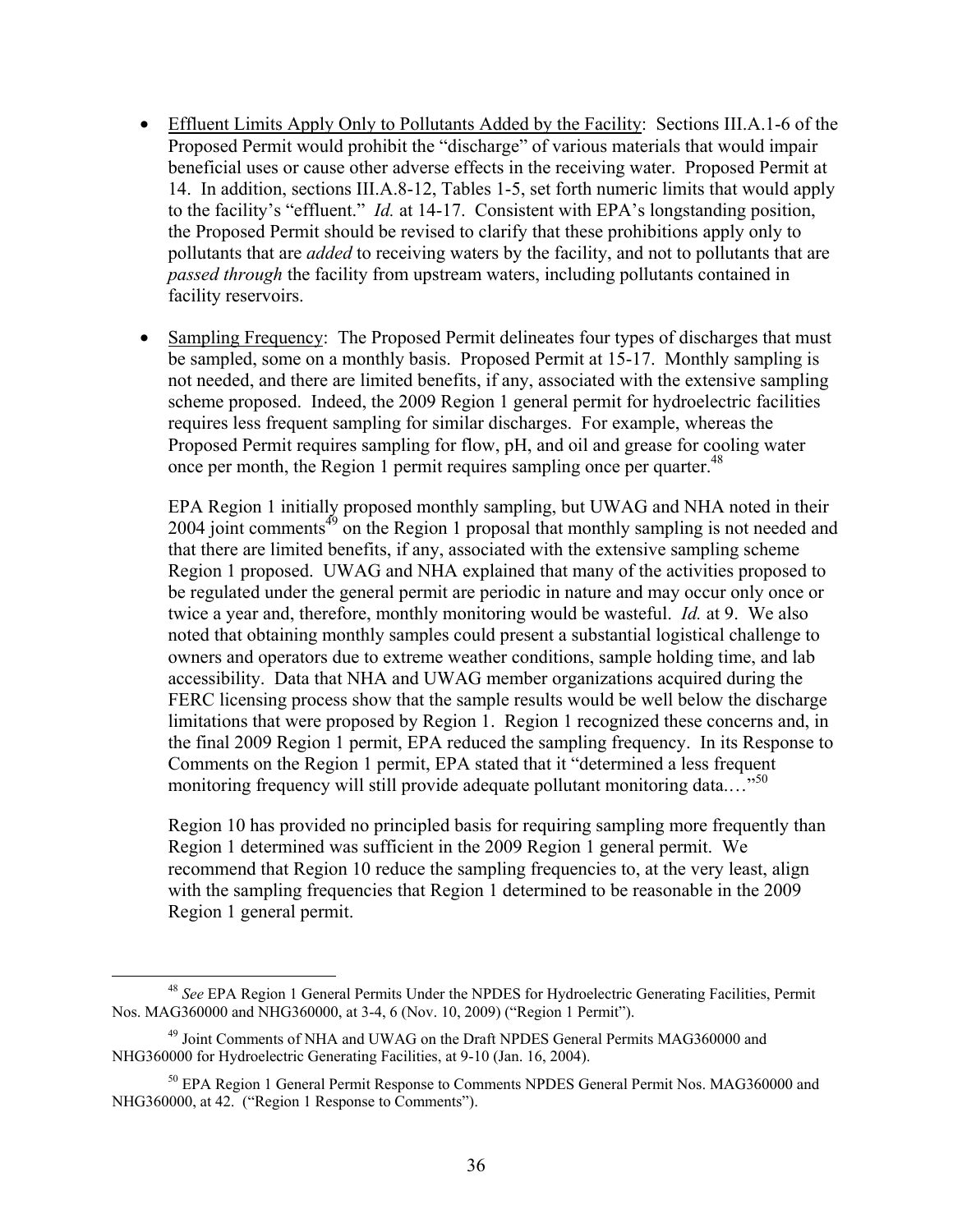- Effluent Limits Apply Only to Pollutants Added by the Facility: Sections III.A.1-6 of the Proposed Permit would prohibit the "discharge" of various materials that would impair beneficial uses or cause other adverse effects in the receiving water. Proposed Permit at 14. In addition, sections III.A.8-12, Tables 1-5, set forth numeric limits that would apply to the facility's "effluent." *Id.* at 14-17. Consistent with EPA's longstanding position, the Proposed Permit should be revised to clarify that these prohibitions apply only to pollutants that are *added* to receiving waters by the facility, and not to pollutants that are *passed through* the facility from upstream waters, including pollutants contained in facility reservoirs.

- Sampling Frequency: The Proposed Permit delineates four types of discharges that must be sampled, some on a monthly basis. Proposed Permit at 15-17. Monthly sampling is not needed, and there are limited benefits, if any, associated with the extensive sampling scheme proposed. Indeed, the 2009 Region 1 general permit for hydroelectric facilities requires less frequent sampling for similar discharges. For example, whereas the Proposed Permit requires sampling for flow, pH, and oil and grease for cooling water once per month, the Region 1 permit requires sampling once per quarter.[48]

  EPA Region 1 initially proposed monthly sampling, but UWAG and NHA noted in their 2004 joint comments[49] on the Region 1 proposal that monthly sampling is not needed and that there are limited benefits, if any, associated with the extensive sampling scheme Region 1 proposed. UWAG and NHA explained that many of the activities proposed to be regulated under the general permit are periodic in nature and may occur only once or twice a year and, therefore, monthly monitoring would be wasteful. *Id.* at 9. We also noted that obtaining monthly samples could present a substantial logistical challenge to owners and operators due to extreme weather conditions, sample holding time, and lab accessibility. Data that NHA and UWAG member organizations acquired during the FERC licensing process show that the sample results would be well below the discharge limitations that were proposed by Region 1. Region 1 recognized these concerns and, in the final 2009 Region 1 permit, EPA reduced the sampling frequency. In its Response to Comments on the Region 1 permit, EPA stated that it "determined a less frequent monitoring frequency will still provide adequate pollutant monitoring data.…"[50]

  Region 10 has provided no principled basis for requiring sampling more frequently than Region 1 determined was sufficient in the 2009 Region 1 general permit. We recommend that Region 10 reduce the sampling frequencies to, at the very least, align with the sampling frequencies that Region 1 determined to be reasonable in the 2009 Region 1 general permit.

---

[48] *See* EPA Region 1 General Permits Under the NPDES for Hydroelectric Generating Facilities, Permit Nos. MAG360000 and NHG360000, at 3-4, 6 (Nov. 10, 2009) ("Region 1 Permit").

[49] Joint Comments of NHA and UWAG on the Draft NPDES General Permits MAG360000 and NHG360000 for Hydroelectric Generating Facilities, at 9-10 (Jan. 16, 2004).

[50] EPA Region 1 General Permit Response to Comments NPDES General Permit Nos. MAG360000 and NHG360000, at 42. ("Region 1 Response to Comments").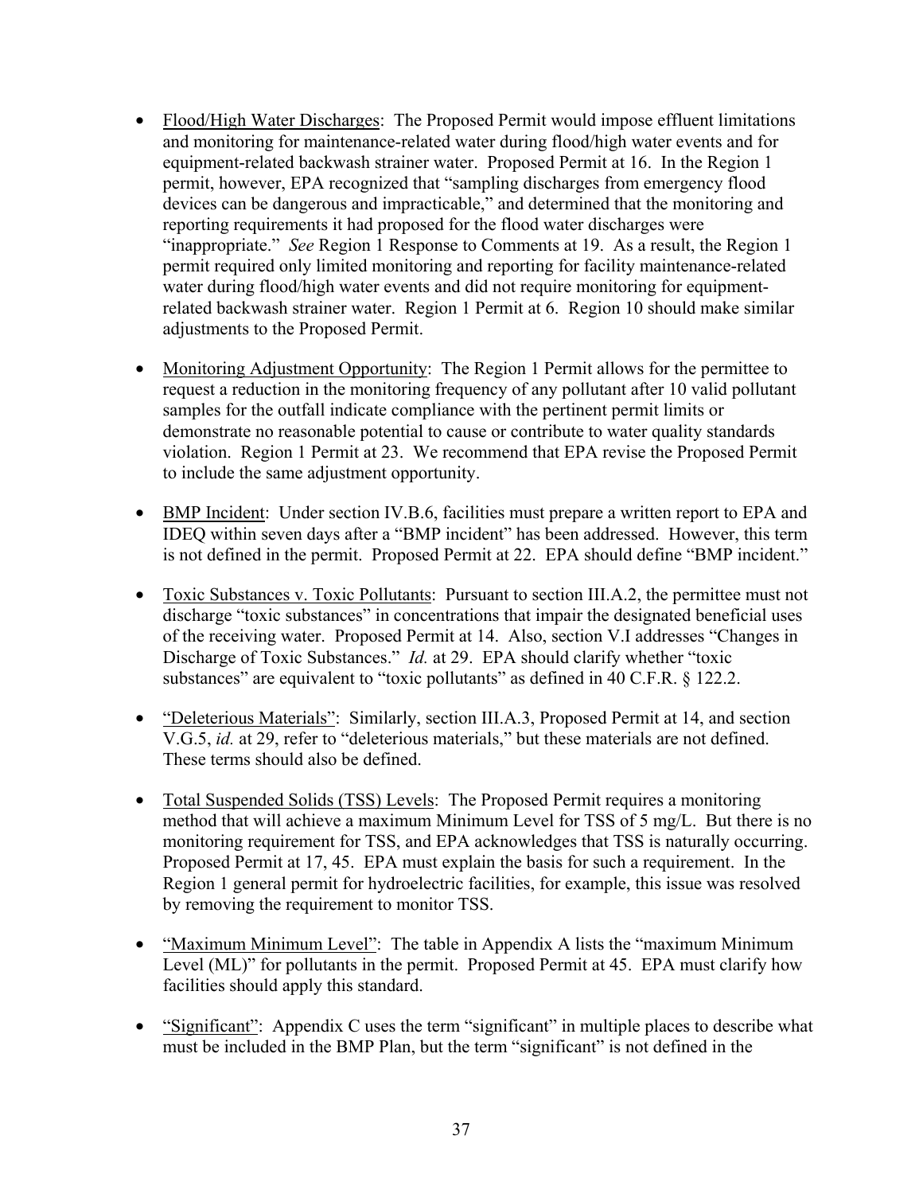- Flood/High Water Discharges: The Proposed Permit would impose effluent limitations and monitoring for maintenance-related water during flood/high water events and for equipment-related backwash strainer water. Proposed Permit at 16. In the Region 1 permit, however, EPA recognized that "sampling discharges from emergency flood devices can be dangerous and impracticable," and determined that the monitoring and reporting requirements it had proposed for the flood water discharges were "inappropriate." *See* Region 1 Response to Comments at 19. As a result, the Region 1 permit required only limited monitoring and reporting for facility maintenance-related water during flood/high water events and did not require monitoring for equipment-related backwash strainer water. Region 1 Permit at 6. Region 10 should make similar adjustments to the Proposed Permit.

- Monitoring Adjustment Opportunity: The Region 1 Permit allows for the permittee to request a reduction in the monitoring frequency of any pollutant after 10 valid pollutant samples for the outfall indicate compliance with the pertinent permit limits or demonstrate no reasonable potential to cause or contribute to water quality standards violation. Region 1 Permit at 23. We recommend that EPA revise the Proposed Permit to include the same adjustment opportunity.

- BMP Incident: Under section IV.B.6, facilities must prepare a written report to EPA and IDEQ within seven days after a "BMP incident" has been addressed. However, this term is not defined in the permit. Proposed Permit at 22. EPA should define "BMP incident."

- Toxic Substances v. Toxic Pollutants: Pursuant to section III.A.2, the permittee must not discharge "toxic substances" in concentrations that impair the designated beneficial uses of the receiving water. Proposed Permit at 14. Also, section V.I addresses "Changes in Discharge of Toxic Substances." *Id.* at 29. EPA should clarify whether "toxic substances" are equivalent to "toxic pollutants" as defined in 40 C.F.R. § 122.2.

- "Deleterious Materials": Similarly, section III.A.3, Proposed Permit at 14, and section V.G.5, *id.* at 29, refer to "deleterious materials," but these materials are not defined. These terms should also be defined.

- Total Suspended Solids (TSS) Levels: The Proposed Permit requires a monitoring method that will achieve a maximum Minimum Level for TSS of 5 mg/L. But there is no monitoring requirement for TSS, and EPA acknowledges that TSS is naturally occurring. Proposed Permit at 17, 45. EPA must explain the basis for such a requirement. In the Region 1 general permit for hydroelectric facilities, for example, this issue was resolved by removing the requirement to monitor TSS.

- "Maximum Minimum Level": The table in Appendix A lists the "maximum Minimum Level (ML)" for pollutants in the permit. Proposed Permit at 45. EPA must clarify how facilities should apply this standard.

- "Significant": Appendix C uses the term "significant" in multiple places to describe what must be included in the BMP Plan, but the term "significant" is not defined in the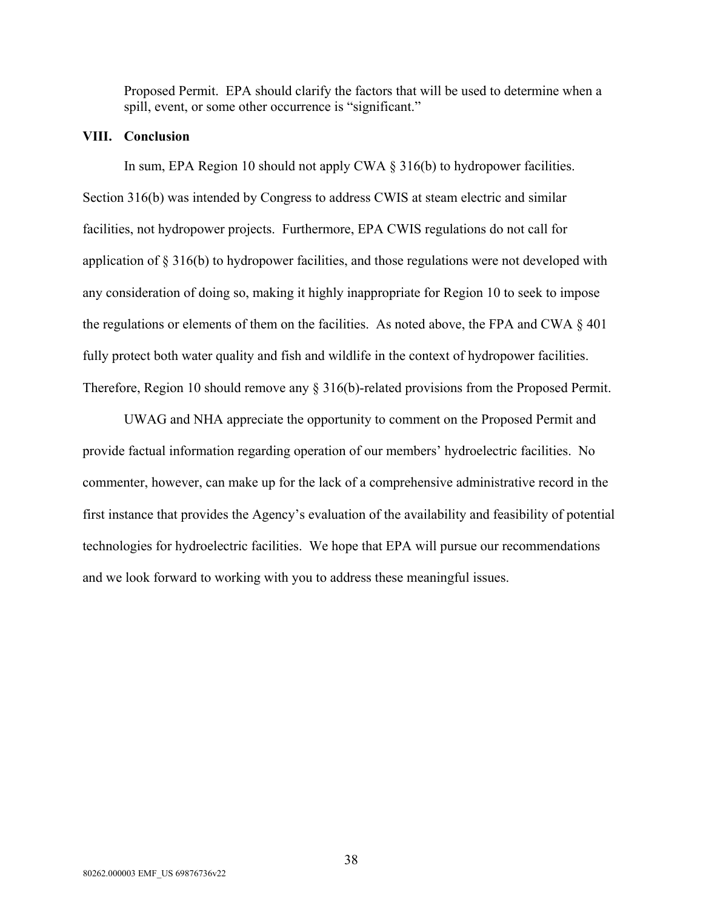Proposed Permit. EPA should clarify the factors that will be used to determine when a spill, event, or some other occurrence is "significant."

## VIII. Conclusion

In sum, EPA Region 10 should not apply CWA § 316(b) to hydropower facilities. Section 316(b) was intended by Congress to address CWIS at steam electric and similar facilities, not hydropower projects. Furthermore, EPA CWIS regulations do not call for application of § 316(b) to hydropower facilities, and those regulations were not developed with any consideration of doing so, making it highly inappropriate for Region 10 to seek to impose the regulations or elements of them on the facilities. As noted above, the FPA and CWA § 401 fully protect both water quality and fish and wildlife in the context of hydropower facilities. Therefore, Region 10 should remove any § 316(b)-related provisions from the Proposed Permit.

UWAG and NHA appreciate the opportunity to comment on the Proposed Permit and provide factual information regarding operation of our members' hydroelectric facilities. No commenter, however, can make up for the lack of a comprehensive administrative record in the first instance that provides the Agency's evaluation of the availability and feasibility of potential technologies for hydroelectric facilities. We hope that EPA will pursue our recommendations and we look forward to working with you to address these meaningful issues.